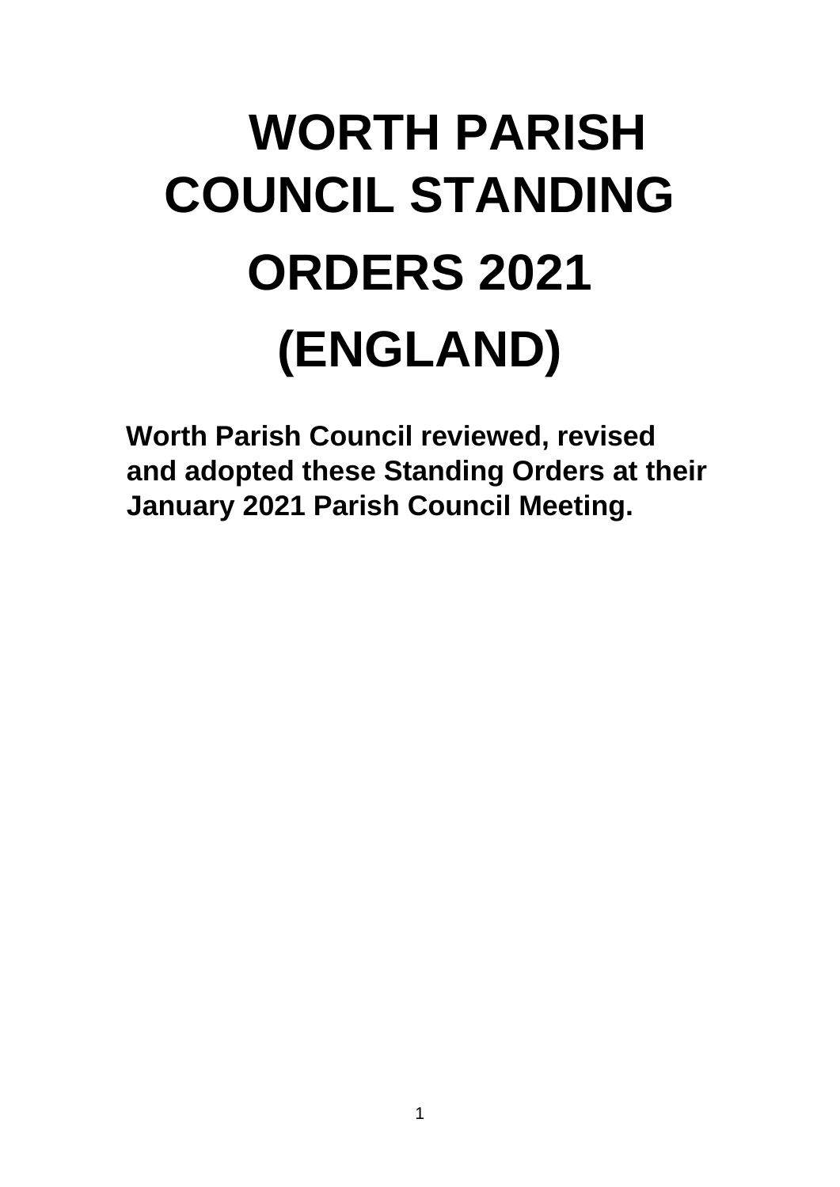# WORTH PARISH COUNCIL STANDING ORDERS 2021 (ENGLAND)

**Worth Parish Council reviewed, revised and adopted these Standing Orders at their January 2021 Parish Council Meeting.**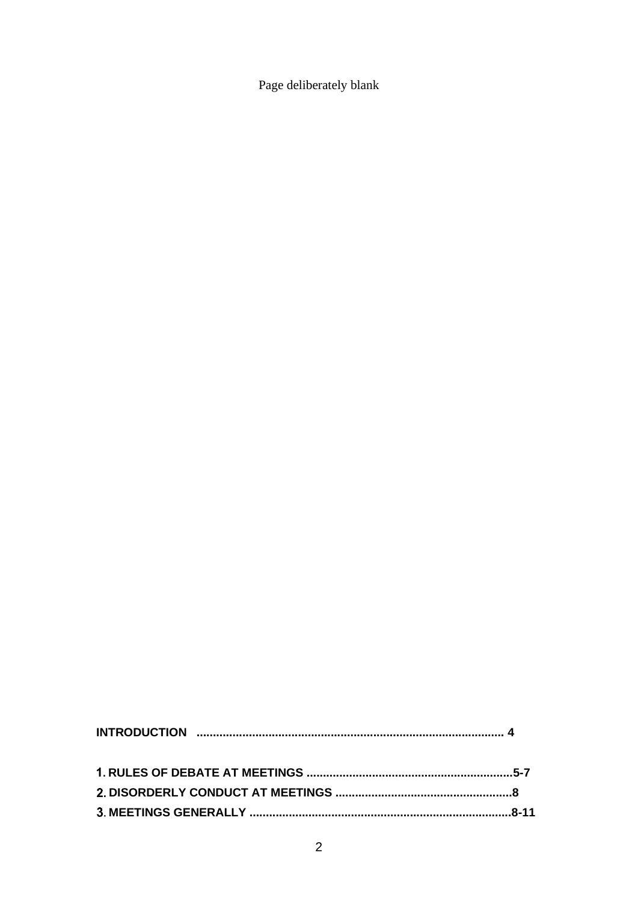Page deliberately blank

**INTRODUCTION .............................................................................................. 4**

**1. RULES OF DEBATE AT MEETINGS ..............................................................5-7**

**2. DISORDERLY CONDUCT AT MEETINGS .....................................................8**

**3. MEETINGS GENERALLY ...............................................................................8-11**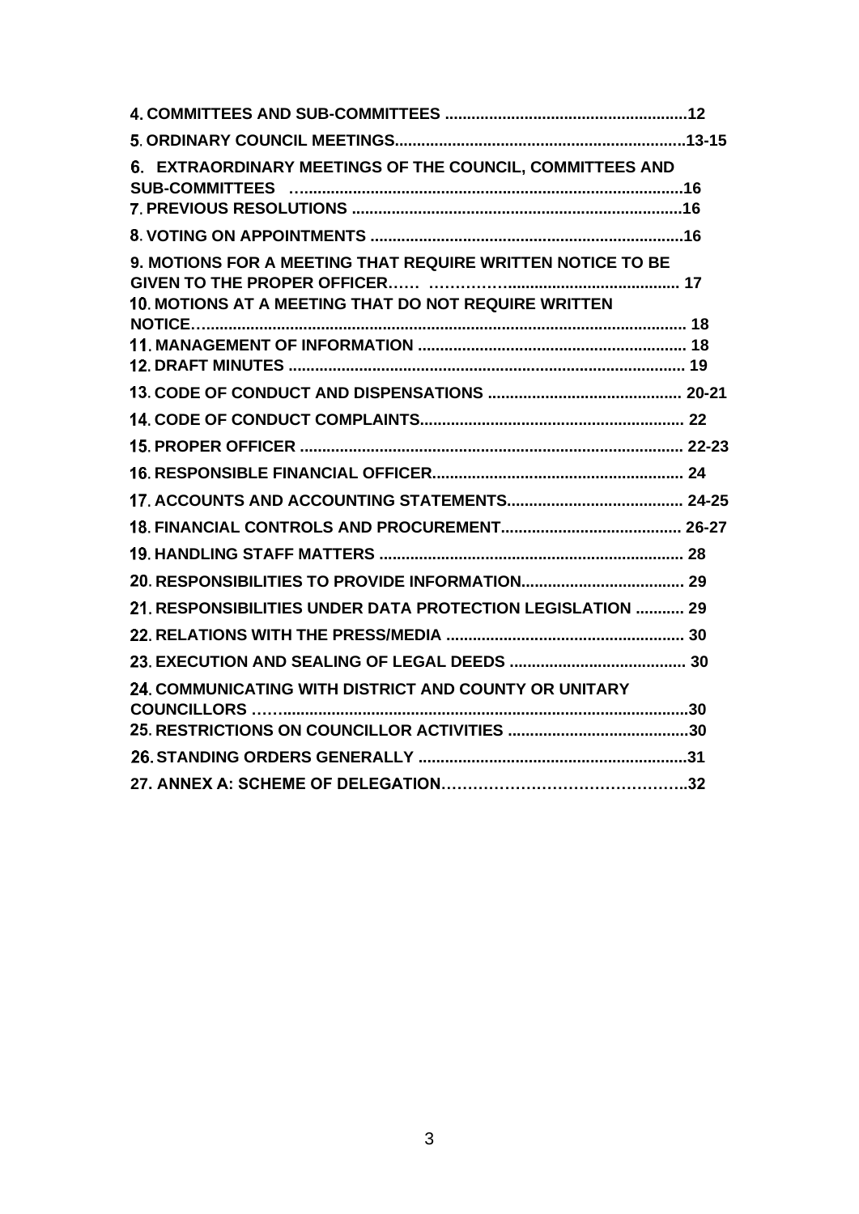**4. COMMITTEES AND SUB-COMMITTEES ......................................................12**

**5. ORDINARY COUNCIL MEETINGS..................................................................13-15**

**6. EXTRAORDINARY MEETINGS OF THE COUNCIL, COMMITTEES AND SUB-COMMITTEES ……...................................................................................16**

**7. PREVIOUS RESOLUTIONS ..........................................................................16**

**8. VOTING ON APPOINTMENTS .....................................................................16**

**9. MOTIONS FOR A MEETING THAT REQUIRE WRITTEN NOTICE TO BE GIVEN TO THE PROPER OFFICER…… ……………...................................... 17**

**10. MOTIONS AT A MEETING THAT DO NOT REQUIRE WRITTEN NOTICE…............................................................................................................ 18**

**11. MANAGEMENT OF INFORMATION ............................................................ 18**

**12. DRAFT MINUTES ........................................................................................ 19**

**13. CODE OF CONDUCT AND DISPENSATIONS ............................................ 20-21**

**14. CODE OF CONDUCT COMPLAINTS........................................................... 22**

**15. PROPER OFFICER ...................................................................................... 22-23**

**16. RESPONSIBLE FINANCIAL OFFICER......................................................... 24**

**17. ACCOUNTS AND ACCOUNTING STATEMENTS........................................ 24-25**

**18. FINANCIAL CONTROLS AND PROCUREMENT......................................... 26-27**

**19. HANDLING STAFF MATTERS .................................................................... 28**

**20. RESPONSIBILITIES TO PROVIDE INFORMATION..................................... 29**

**21. RESPONSIBILITIES UNDER DATA PROTECTION LEGISLATION ........... 29**

**22. RELATIONS WITH THE PRESS/MEDIA ..................................................... 30**

**23. EXECUTION AND SEALING OF LEGAL DEEDS ........................................ 30**

**24. COMMUNICATING WITH DISTRICT AND COUNTY OR UNITARY COUNCILLORS ……..........................................................................................30**

**25. RESTRICTIONS ON COUNCILLOR ACTIVITIES .........................................30**

**26. STANDING ORDERS GENERALLY ............................................................31**

**27. ANNEX A: SCHEME OF DELEGATION……………………………………..32**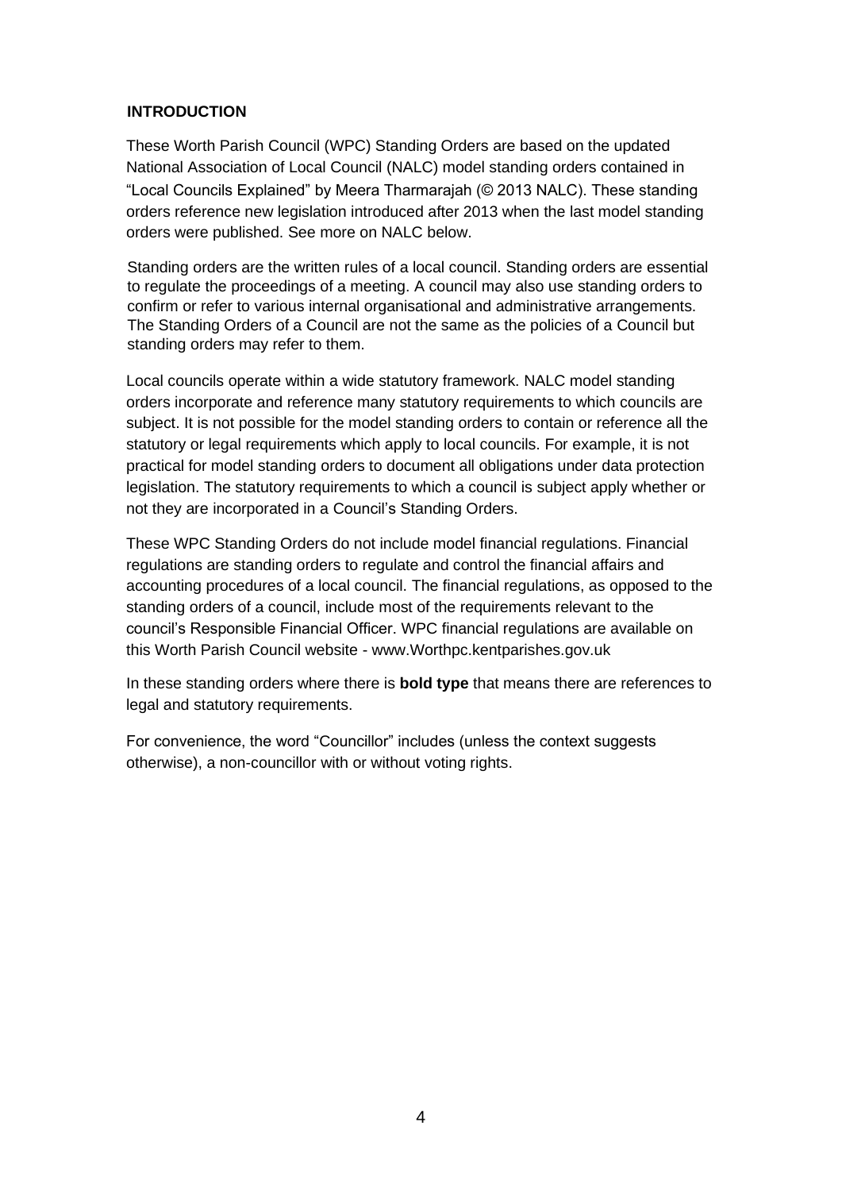## INTRODUCTION

These Worth Parish Council (WPC) Standing Orders are based on the updated National Association of Local Council (NALC) model standing orders contained in "Local Councils Explained" by Meera Tharmarajah (© 2013 NALC). These standing orders reference new legislation introduced after 2013 when the last model standing orders were published. See more on NALC below.

Standing orders are the written rules of a local council. Standing orders are essential to regulate the proceedings of a meeting. A council may also use standing orders to confirm or refer to various internal organisational and administrative arrangements. The Standing Orders of a Council are not the same as the policies of a Council but standing orders may refer to them.

Local councils operate within a wide statutory framework. NALC model standing orders incorporate and reference many statutory requirements to which councils are subject. It is not possible for the model standing orders to contain or reference all the statutory or legal requirements which apply to local councils. For example, it is not practical for model standing orders to document all obligations under data protection legislation. The statutory requirements to which a council is subject apply whether or not they are incorporated in a Council's Standing Orders.

These WPC Standing Orders do not include model financial regulations. Financial regulations are standing orders to regulate and control the financial affairs and accounting procedures of a local council. The financial regulations, as opposed to the standing orders of a council, include most of the requirements relevant to the council's Responsible Financial Officer. WPC financial regulations are available on this Worth Parish Council website - www.Worthpc.kentparishes.gov.uk

In these standing orders where there is **bold type** that means there are references to legal and statutory requirements.

For convenience, the word "Councillor" includes (unless the context suggests otherwise), a non-councillor with or without voting rights.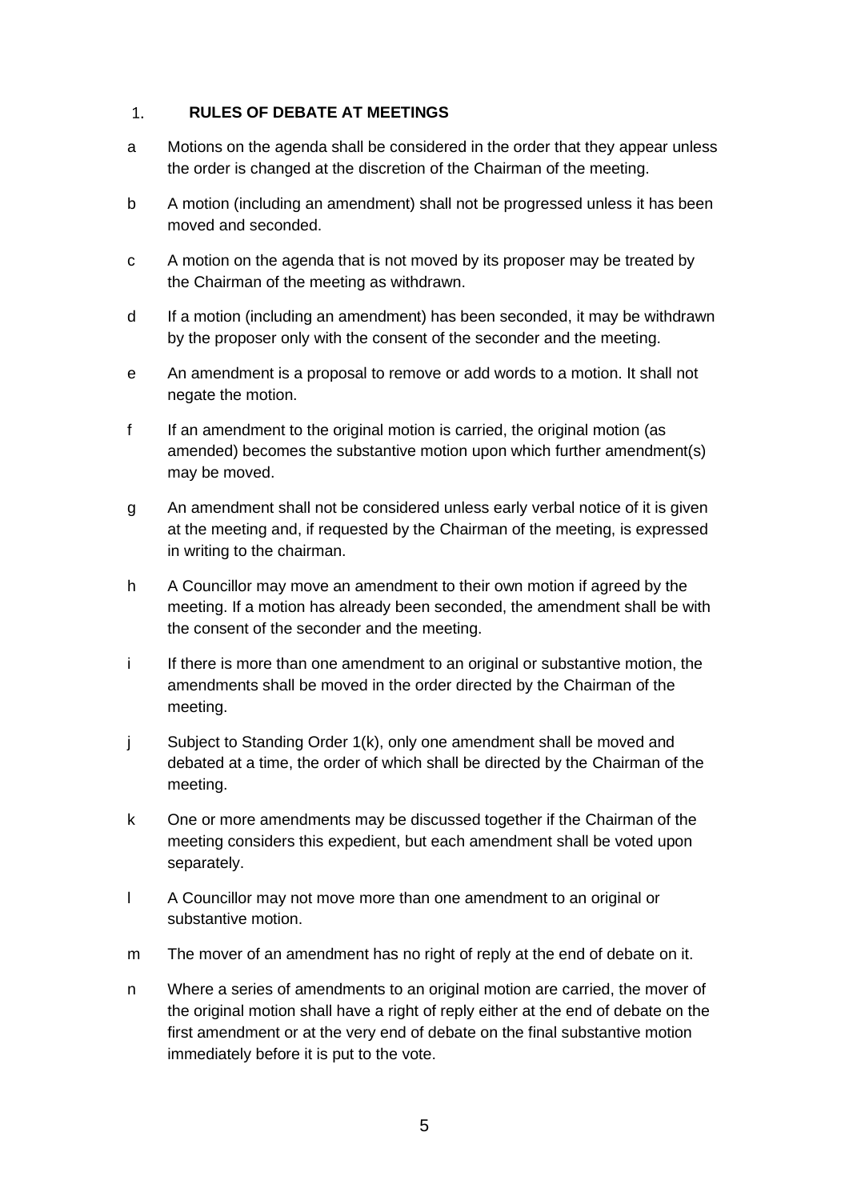## 1. RULES OF DEBATE AT MEETINGS

a Motions on the agenda shall be considered in the order that they appear unless the order is changed at the discretion of the Chairman of the meeting.

b A motion (including an amendment) shall not be progressed unless it has been moved and seconded.

c A motion on the agenda that is not moved by its proposer may be treated by the Chairman of the meeting as withdrawn.

d If a motion (including an amendment) has been seconded, it may be withdrawn by the proposer only with the consent of the seconder and the meeting.

e An amendment is a proposal to remove or add words to a motion. It shall not negate the motion.

f If an amendment to the original motion is carried, the original motion (as amended) becomes the substantive motion upon which further amendment(s) may be moved.

g An amendment shall not be considered unless early verbal notice of it is given at the meeting and, if requested by the Chairman of the meeting, is expressed in writing to the chairman.

h A Councillor may move an amendment to their own motion if agreed by the meeting. If a motion has already been seconded, the amendment shall be with the consent of the seconder and the meeting.

i If there is more than one amendment to an original or substantive motion, the amendments shall be moved in the order directed by the Chairman of the meeting.

j Subject to Standing Order 1(k), only one amendment shall be moved and debated at a time, the order of which shall be directed by the Chairman of the meeting.

k One or more amendments may be discussed together if the Chairman of the meeting considers this expedient, but each amendment shall be voted upon separately.

l A Councillor may not move more than one amendment to an original or substantive motion.

m The mover of an amendment has no right of reply at the end of debate on it.

n Where a series of amendments to an original motion are carried, the mover of the original motion shall have a right of reply either at the end of debate on the first amendment or at the very end of debate on the final substantive motion immediately before it is put to the vote.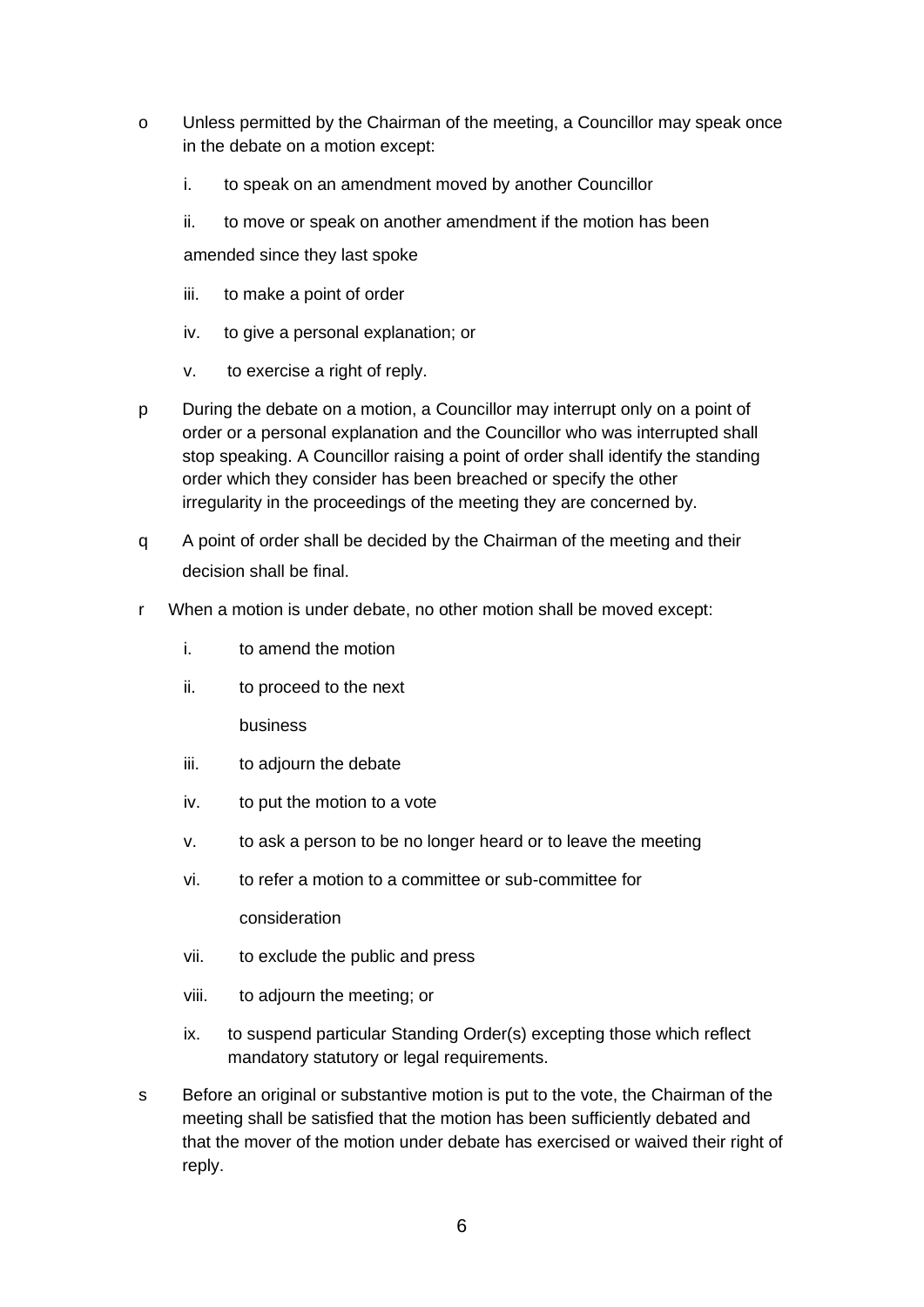o Unless permitted by the Chairman of the meeting, a Councillor may speak once in the debate on a motion except:

  i. to speak on an amendment moved by another Councillor

  ii. to move or speak on another amendment if the motion has been amended since they last spoke

  iii. to make a point of order

  iv. to give a personal explanation; or

  v. to exercise a right of reply.

p During the debate on a motion, a Councillor may interrupt only on a point of order or a personal explanation and the Councillor who was interrupted shall stop speaking. A Councillor raising a point of order shall identify the standing order which they consider has been breached or specify the other irregularity in the proceedings of the meeting they are concerned by.

q A point of order shall be decided by the Chairman of the meeting and their decision shall be final.

r When a motion is under debate, no other motion shall be moved except:

  i. to amend the motion

  ii. to proceed to the next business

  iii. to adjourn the debate

  iv. to put the motion to a vote

  v. to ask a person to be no longer heard or to leave the meeting

  vi. to refer a motion to a committee or sub-committee for consideration

  vii. to exclude the public and press

  viii. to adjourn the meeting; or

  ix. to suspend particular Standing Order(s) excepting those which reflect mandatory statutory or legal requirements.

s Before an original or substantive motion is put to the vote, the Chairman of the meeting shall be satisfied that the motion has been sufficiently debated and that the mover of the motion under debate has exercised or waived their right of reply.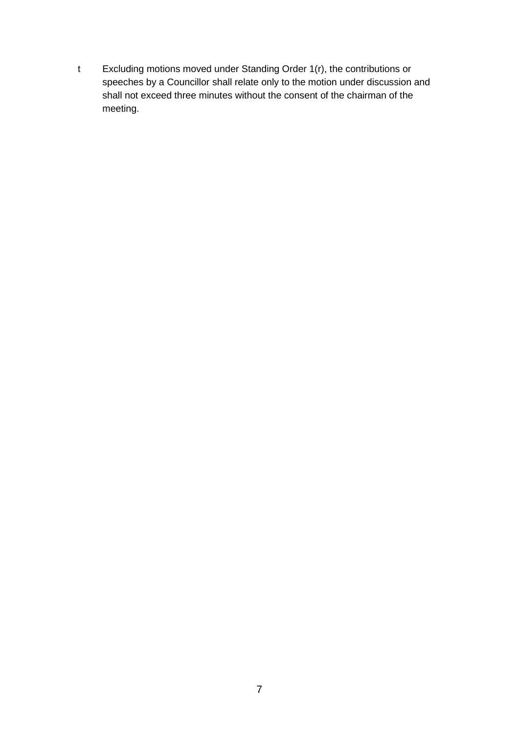t Excluding motions moved under Standing Order 1(r), the contributions or speeches by a Councillor shall relate only to the motion under discussion and shall not exceed three minutes without the consent of the chairman of the meeting.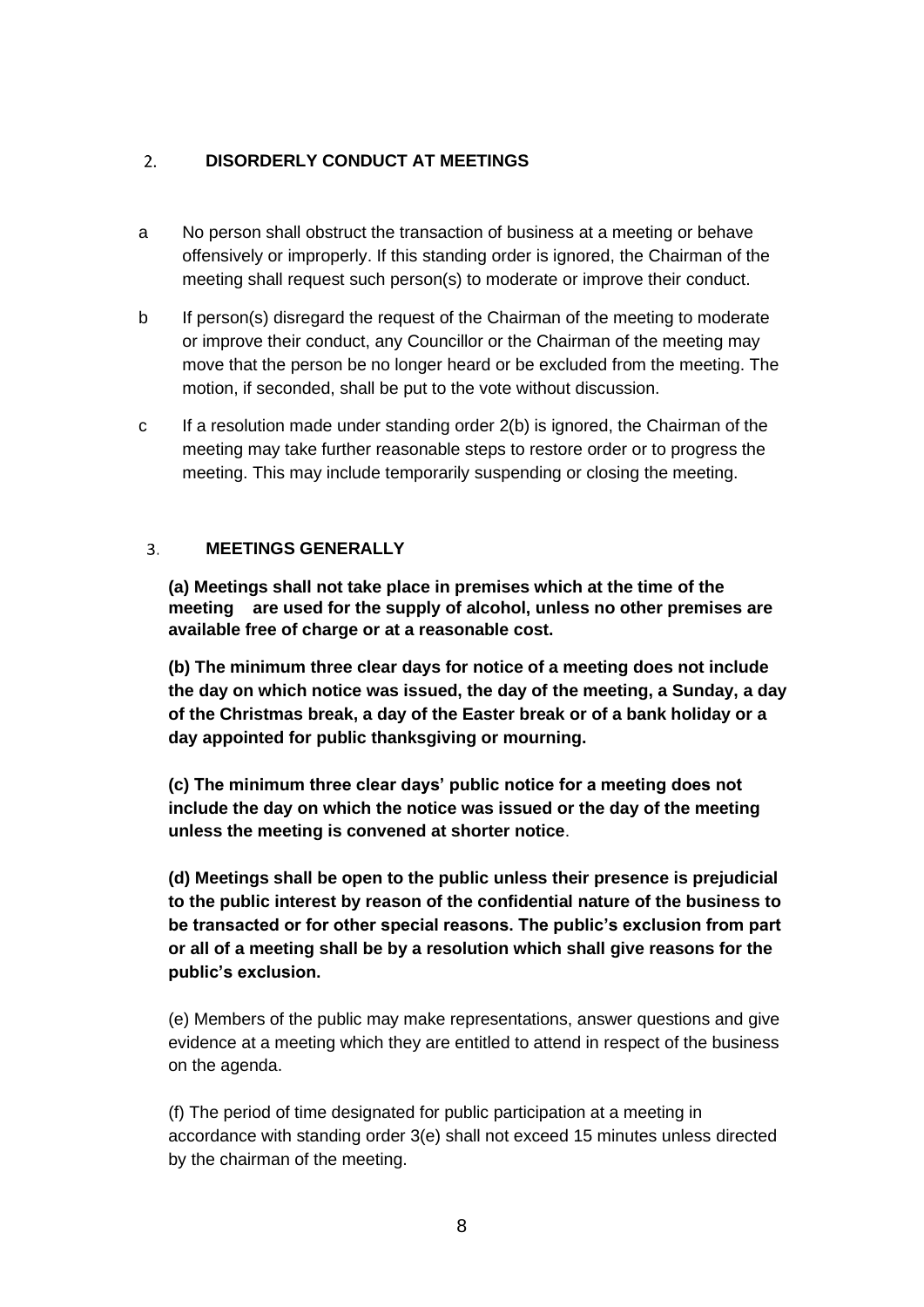## 2. DISORDERLY CONDUCT AT MEETINGS

a No person shall obstruct the transaction of business at a meeting or behave offensively or improperly. If this standing order is ignored, the Chairman of the meeting shall request such person(s) to moderate or improve their conduct.

b If person(s) disregard the request of the Chairman of the meeting to moderate or improve their conduct, any Councillor or the Chairman of the meeting may move that the person be no longer heard or be excluded from the meeting. The motion, if seconded, shall be put to the vote without discussion.

c If a resolution made under standing order 2(b) is ignored, the Chairman of the meeting may take further reasonable steps to restore order or to progress the meeting. This may include temporarily suspending or closing the meeting.

## 3. MEETINGS GENERALLY

**(a) Meetings shall not take place in premises which at the time of the meeting are used for the supply of alcohol, unless no other premises are available free of charge or at a reasonable cost.**

**(b) The minimum three clear days for notice of a meeting does not include the day on which notice was issued, the day of the meeting, a Sunday, a day of the Christmas break, a day of the Easter break or of a bank holiday or a day appointed for public thanksgiving or mourning.**

**(c) The minimum three clear days' public notice for a meeting does not include the day on which the notice was issued or the day of the meeting unless the meeting is convened at shorter notice**.

**(d) Meetings shall be open to the public unless their presence is prejudicial to the public interest by reason of the confidential nature of the business to be transacted or for other special reasons. The public's exclusion from part or all of a meeting shall be by a resolution which shall give reasons for the public's exclusion.**

(e) Members of the public may make representations, answer questions and give evidence at a meeting which they are entitled to attend in respect of the business on the agenda.

(f) The period of time designated for public participation at a meeting in accordance with standing order 3(e) shall not exceed 15 minutes unless directed by the chairman of the meeting.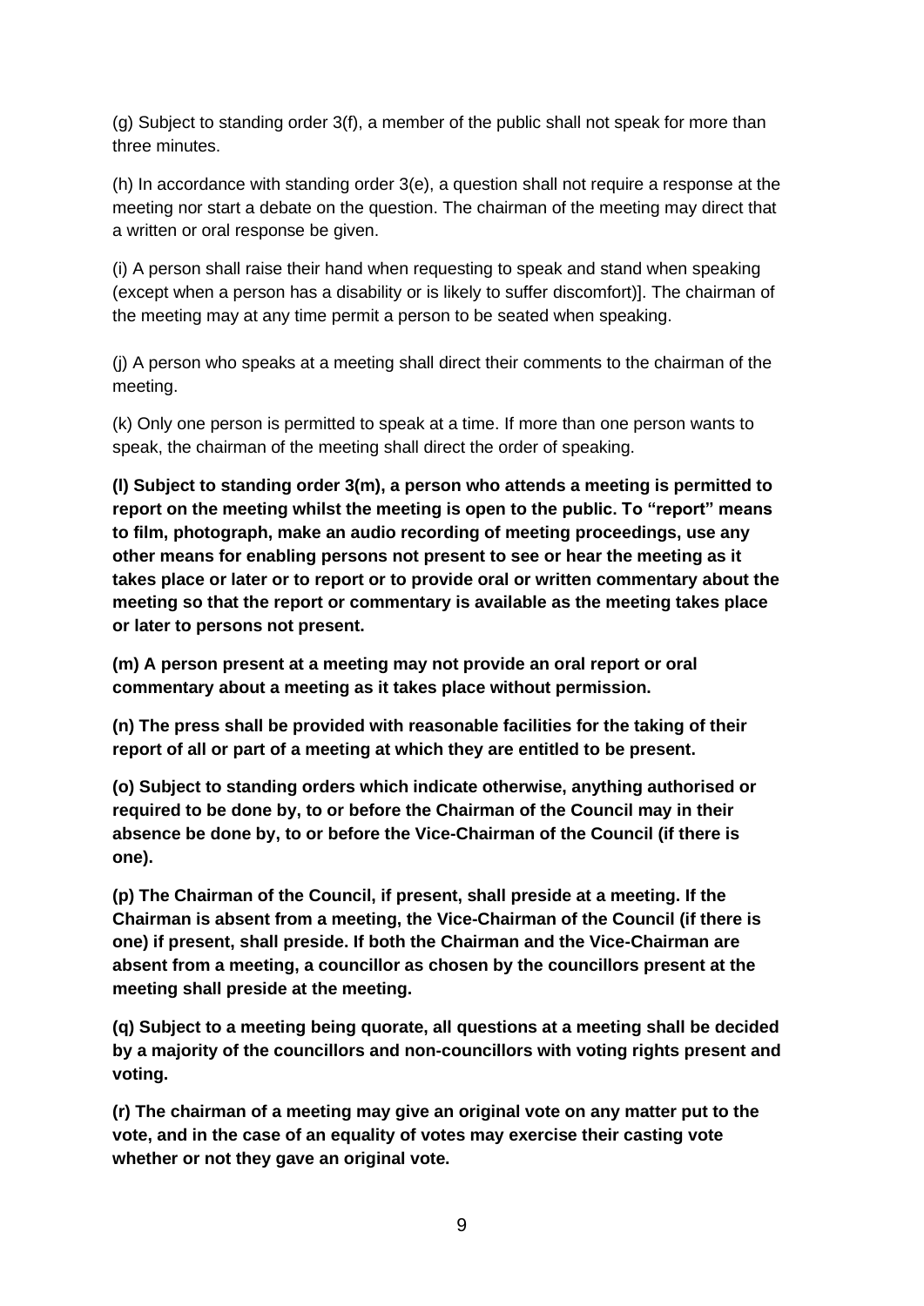(g) Subject to standing order 3(f), a member of the public shall not speak for more than three minutes.

(h) In accordance with standing order 3(e), a question shall not require a response at the meeting nor start a debate on the question. The chairman of the meeting may direct that a written or oral response be given.

(i) A person shall raise their hand when requesting to speak and stand when speaking (except when a person has a disability or is likely to suffer discomfort)]. The chairman of the meeting may at any time permit a person to be seated when speaking.

(j) A person who speaks at a meeting shall direct their comments to the chairman of the meeting.

(k) Only one person is permitted to speak at a time. If more than one person wants to speak, the chairman of the meeting shall direct the order of speaking.

**(l) Subject to standing order 3(m), a person who attends a meeting is permitted to report on the meeting whilst the meeting is open to the public. To "report" means to film, photograph, make an audio recording of meeting proceedings, use any other means for enabling persons not present to see or hear the meeting as it takes place or later or to report or to provide oral or written commentary about the meeting so that the report or commentary is available as the meeting takes place or later to persons not present.**

**(m) A person present at a meeting may not provide an oral report or oral commentary about a meeting as it takes place without permission.**

**(n) The press shall be provided with reasonable facilities for the taking of their report of all or part of a meeting at which they are entitled to be present.**

**(o) Subject to standing orders which indicate otherwise, anything authorised or required to be done by, to or before the Chairman of the Council may in their absence be done by, to or before the Vice-Chairman of the Council (if there is one).**

**(p) The Chairman of the Council, if present, shall preside at a meeting. If the Chairman is absent from a meeting, the Vice-Chairman of the Council (if there is one) if present, shall preside. If both the Chairman and the Vice-Chairman are absent from a meeting, a councillor as chosen by the councillors present at the meeting shall preside at the meeting.**

**(q) Subject to a meeting being quorate, all questions at a meeting shall be decided by a majority of the councillors and non-councillors with voting rights present and voting.**

**(r) The chairman of a meeting may give an original vote on any matter put to the vote, and in the case of an equality of votes may exercise their casting vote whether or not they gave an original vote.**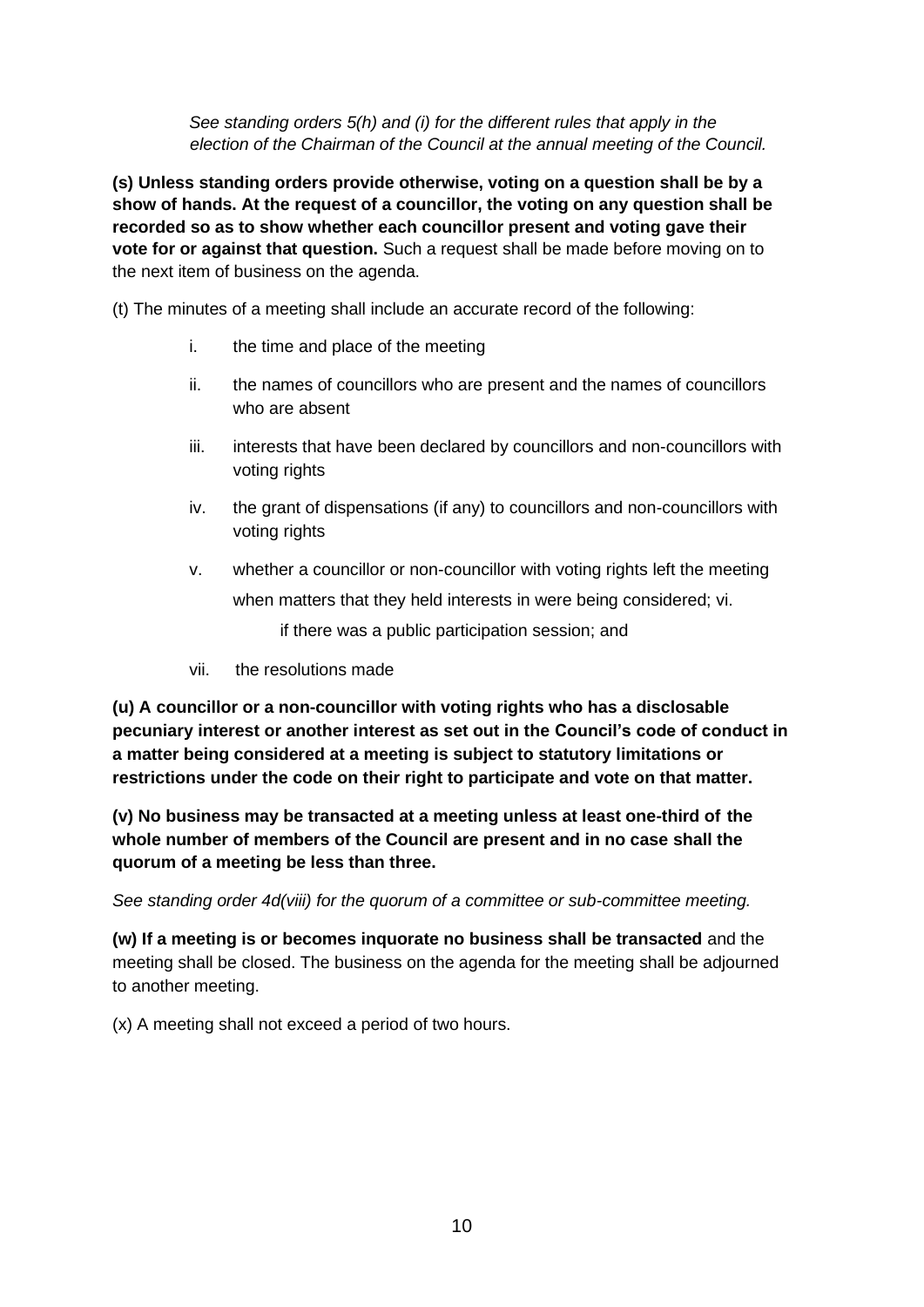*See standing orders 5(h) and (i) for the different rules that apply in the election of the Chairman of the Council at the annual meeting of the Council.*

**(s) Unless standing orders provide otherwise, voting on a question shall be by a show of hands. At the request of a councillor, the voting on any question shall be recorded so as to show whether each councillor present and voting gave their vote for or against that question.** Such a request shall be made before moving on to the next item of business on the agenda.

(t) The minutes of a meeting shall include an accurate record of the following:

i. the time and place of the meeting
ii. the names of councillors who are present and the names of councillors who are absent
iii. interests that have been declared by councillors and non-councillors with voting rights
iv. the grant of dispensations (if any) to councillors and non-councillors with voting rights
v. whether a councillor or non-councillor with voting rights left the meeting when matters that they held interests in were being considered;
vi. if there was a public participation session; and
vii. the resolutions made

**(u) A councillor or a non-councillor with voting rights who has a disclosable pecuniary interest or another interest as set out in the Council's code of conduct in a matter being considered at a meeting is subject to statutory limitations or restrictions under the code on their right to participate and vote on that matter.**

**(v) No business may be transacted at a meeting unless at least one-third of the whole number of members of the Council are present and in no case shall the quorum of a meeting be less than three.**

*See standing order 4d(viii) for the quorum of a committee or sub-committee meeting.*

**(w) If a meeting is or becomes inquorate no business shall be transacted** and the meeting shall be closed. The business on the agenda for the meeting shall be adjourned to another meeting.

(x) A meeting shall not exceed a period of two hours.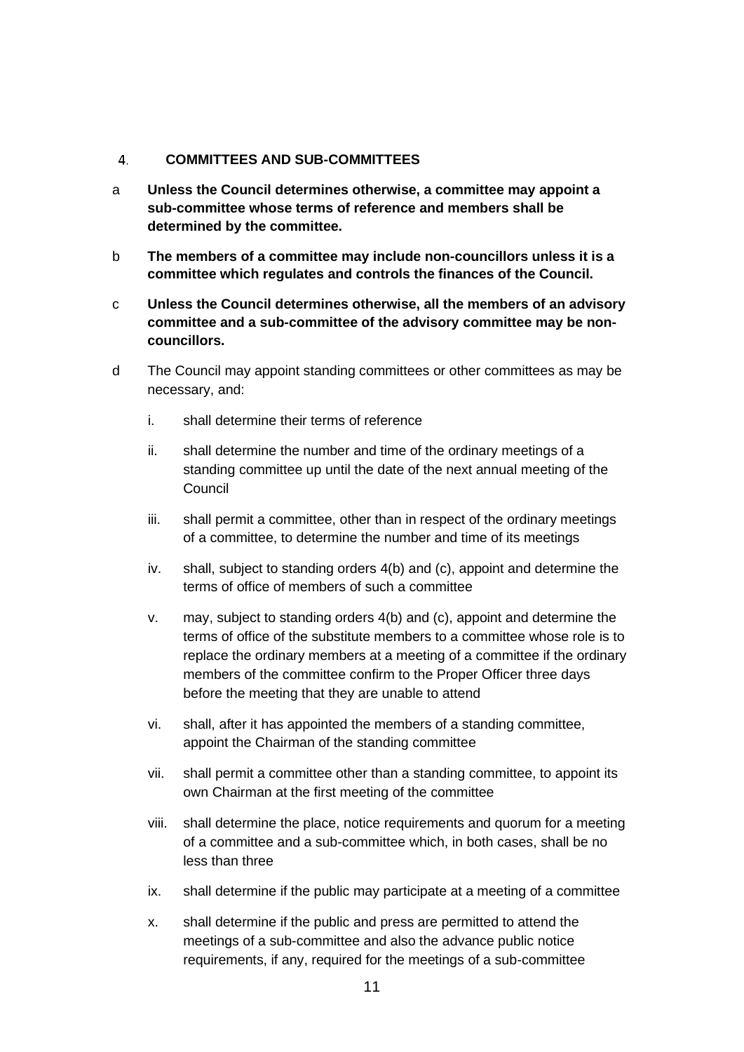## 4. COMMITTEES AND SUB-COMMITTEES

a **Unless the Council determines otherwise, a committee may appoint a sub-committee whose terms of reference and members shall be determined by the committee.**

b **The members of a committee may include non-councillors unless it is a committee which regulates and controls the finances of the Council.**

c **Unless the Council determines otherwise, all the members of an advisory committee and a sub-committee of the advisory committee may be non-councillors.**

d The Council may appoint standing committees or other committees as may be necessary, and:

   i. shall determine their terms of reference

   ii. shall determine the number and time of the ordinary meetings of a standing committee up until the date of the next annual meeting of the Council

   iii. shall permit a committee, other than in respect of the ordinary meetings of a committee, to determine the number and time of its meetings

   iv. shall, subject to standing orders 4(b) and (c), appoint and determine the terms of office of members of such a committee

   v. may, subject to standing orders 4(b) and (c), appoint and determine the terms of office of the substitute members to a committee whose role is to replace the ordinary members at a meeting of a committee if the ordinary members of the committee confirm to the Proper Officer three days before the meeting that they are unable to attend

   vi. shall, after it has appointed the members of a standing committee, appoint the Chairman of the standing committee

   vii. shall permit a committee other than a standing committee, to appoint its own Chairman at the first meeting of the committee

   viii. shall determine the place, notice requirements and quorum for a meeting of a committee and a sub-committee which, in both cases, shall be no less than three

   ix. shall determine if the public may participate at a meeting of a committee

   x. shall determine if the public and press are permitted to attend the meetings of a sub-committee and also the advance public notice requirements, if any, required for the meetings of a sub-committee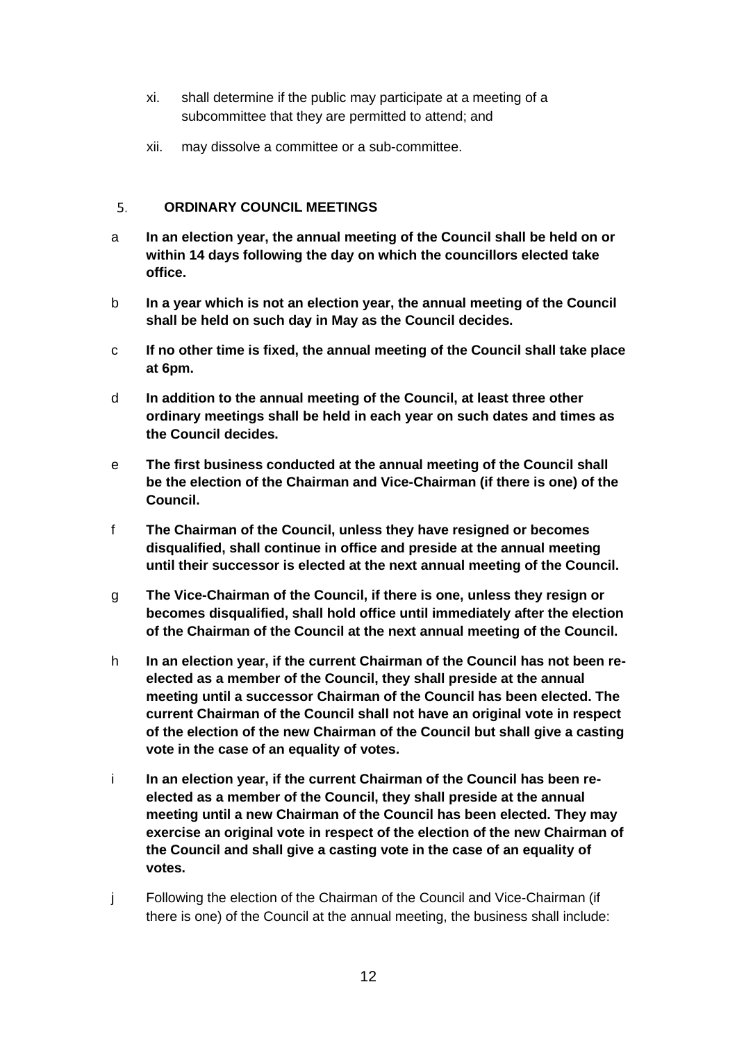xi. shall determine if the public may participate at a meeting of a subcommittee that they are permitted to attend; and

xii. may dissolve a committee or a sub-committee.

## 5. ORDINARY COUNCIL MEETINGS

a **In an election year, the annual meeting of the Council shall be held on or within 14 days following the day on which the councillors elected take office.**

b **In a year which is not an election year, the annual meeting of the Council shall be held on such day in May as the Council decides.**

c **If no other time is fixed, the annual meeting of the Council shall take place at 6pm.**

d **In addition to the annual meeting of the Council, at least three other ordinary meetings shall be held in each year on such dates and times as the Council decides.**

e **The first business conducted at the annual meeting of the Council shall be the election of the Chairman and Vice-Chairman (if there is one) of the Council.**

f **The Chairman of the Council, unless they have resigned or becomes disqualified, shall continue in office and preside at the annual meeting until their successor is elected at the next annual meeting of the Council.**

g **The Vice-Chairman of the Council, if there is one, unless they resign or becomes disqualified, shall hold office until immediately after the election of the Chairman of the Council at the next annual meeting of the Council.**

h **In an election year, if the current Chairman of the Council has not been re-elected as a member of the Council, they shall preside at the annual meeting until a successor Chairman of the Council has been elected. The current Chairman of the Council shall not have an original vote in respect of the election of the new Chairman of the Council but shall give a casting vote in the case of an equality of votes.**

i **In an election year, if the current Chairman of the Council has been re-elected as a member of the Council, they shall preside at the annual meeting until a new Chairman of the Council has been elected. They may exercise an original vote in respect of the election of the new Chairman of the Council and shall give a casting vote in the case of an equality of votes.**

j Following the election of the Chairman of the Council and Vice-Chairman (if there is one) of the Council at the annual meeting, the business shall include: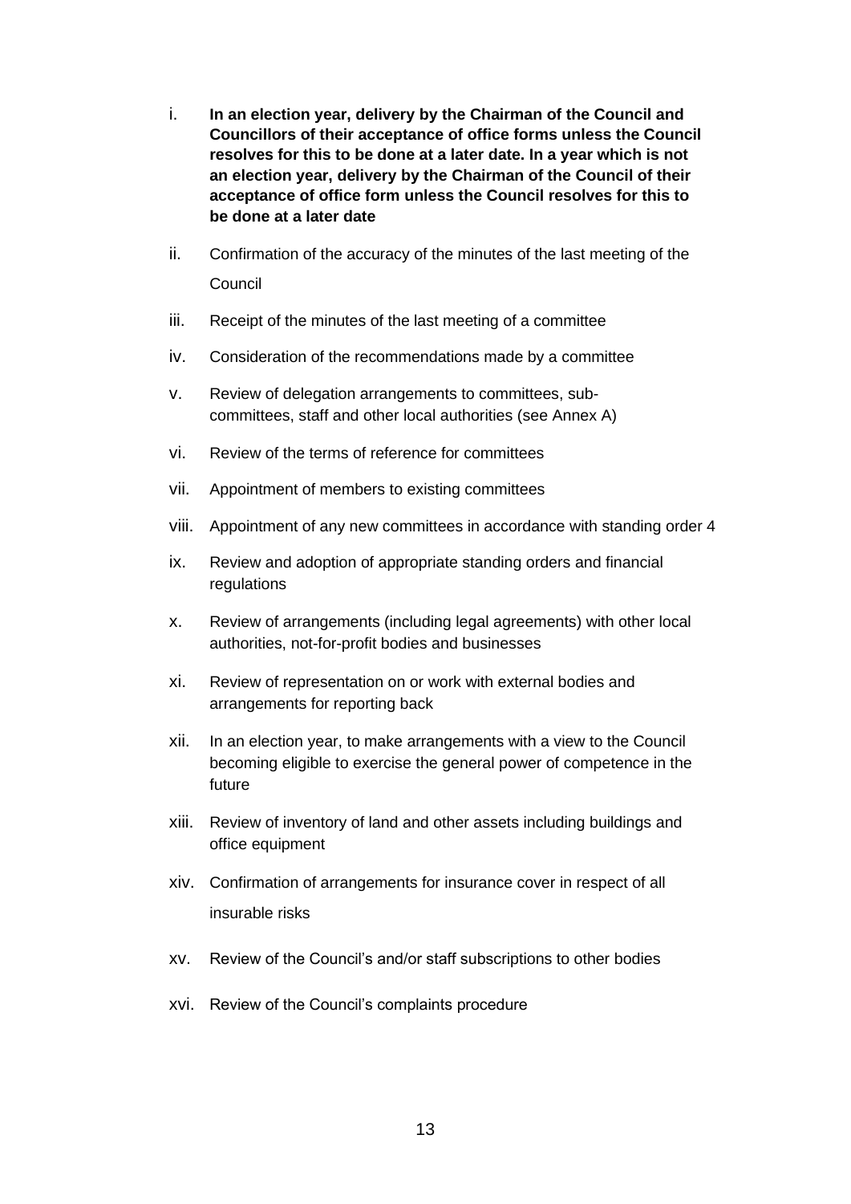i. **In an election year, delivery by the Chairman of the Council and Councillors of their acceptance of office forms unless the Council resolves for this to be done at a later date. In a year which is not an election year, delivery by the Chairman of the Council of their acceptance of office form unless the Council resolves for this to be done at a later date**

ii. Confirmation of the accuracy of the minutes of the last meeting of the Council

iii. Receipt of the minutes of the last meeting of a committee

iv. Consideration of the recommendations made by a committee

v. Review of delegation arrangements to committees, sub-committees, staff and other local authorities (see Annex A)

vi. Review of the terms of reference for committees

vii. Appointment of members to existing committees

viii. Appointment of any new committees in accordance with standing order 4

ix. Review and adoption of appropriate standing orders and financial regulations

x. Review of arrangements (including legal agreements) with other local authorities, not-for-profit bodies and businesses

xi. Review of representation on or work with external bodies and arrangements for reporting back

xii. In an election year, to make arrangements with a view to the Council becoming eligible to exercise the general power of competence in the future

xiii. Review of inventory of land and other assets including buildings and office equipment

xiv. Confirmation of arrangements for insurance cover in respect of all insurable risks

xv. Review of the Council's and/or staff subscriptions to other bodies

xvi. Review of the Council's complaints procedure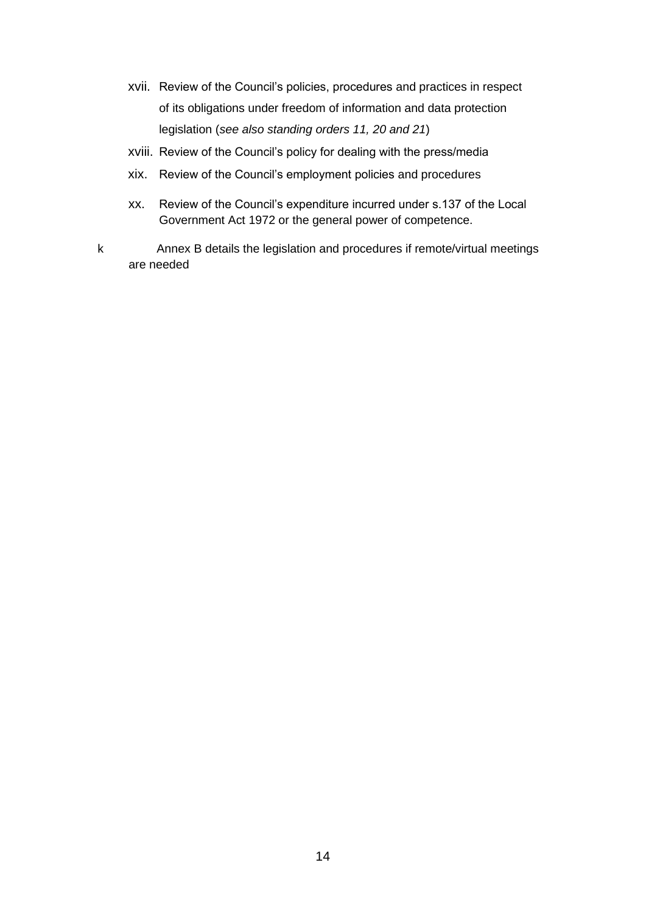xvii. Review of the Council's policies, procedures and practices in respect of its obligations under freedom of information and data protection legislation (*see also standing orders 11, 20 and 21*)

xviii. Review of the Council's policy for dealing with the press/media

xix. Review of the Council's employment policies and procedures

xx. Review of the Council's expenditure incurred under s.137 of the Local Government Act 1972 or the general power of competence.

k Annex B details the legislation and procedures if remote/virtual meetings are needed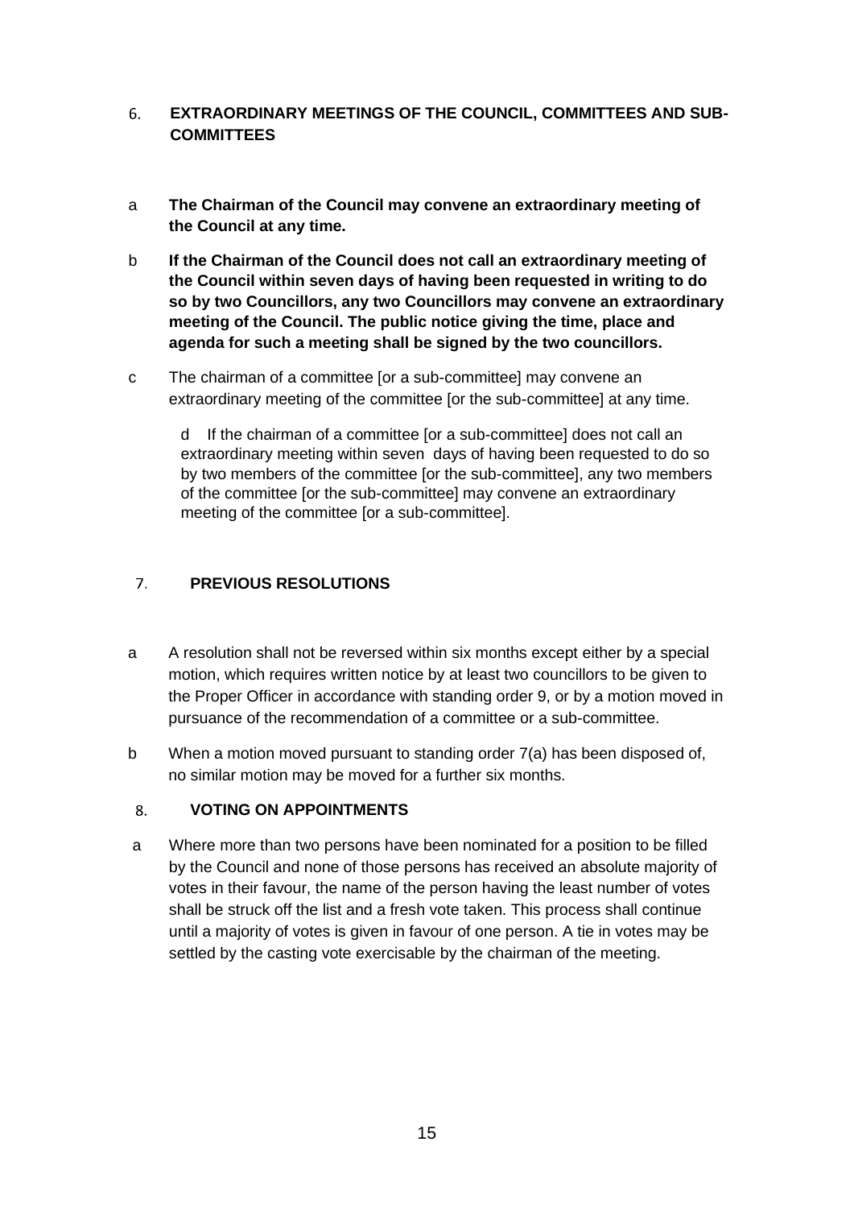## 6. EXTRAORDINARY MEETINGS OF THE COUNCIL, COMMITTEES AND SUB-COMMITTEES

a **The Chairman of the Council may convene an extraordinary meeting of the Council at any time.**

b **If the Chairman of the Council does not call an extraordinary meeting of the Council within seven days of having been requested in writing to do so by two Councillors, any two Councillors may convene an extraordinary meeting of the Council. The public notice giving the time, place and agenda for such a meeting shall be signed by the two councillors.**

c The chairman of a committee [or a sub-committee] may convene an extraordinary meeting of the committee [or the sub-committee] at any time.

d If the chairman of a committee [or a sub-committee] does not call an extraordinary meeting within seven days of having been requested to do so by two members of the committee [or the sub-committee], any two members of the committee [or the sub-committee] may convene an extraordinary meeting of the committee [or a sub-committee].

## 7. PREVIOUS RESOLUTIONS

a A resolution shall not be reversed within six months except either by a special motion, which requires written notice by at least two councillors to be given to the Proper Officer in accordance with standing order 9, or by a motion moved in pursuance of the recommendation of a committee or a sub-committee.

b When a motion moved pursuant to standing order 7(a) has been disposed of, no similar motion may be moved for a further six months.

## 8. VOTING ON APPOINTMENTS

a Where more than two persons have been nominated for a position to be filled by the Council and none of those persons has received an absolute majority of votes in their favour, the name of the person having the least number of votes shall be struck off the list and a fresh vote taken. This process shall continue until a majority of votes is given in favour of one person. A tie in votes may be settled by the casting vote exercisable by the chairman of the meeting.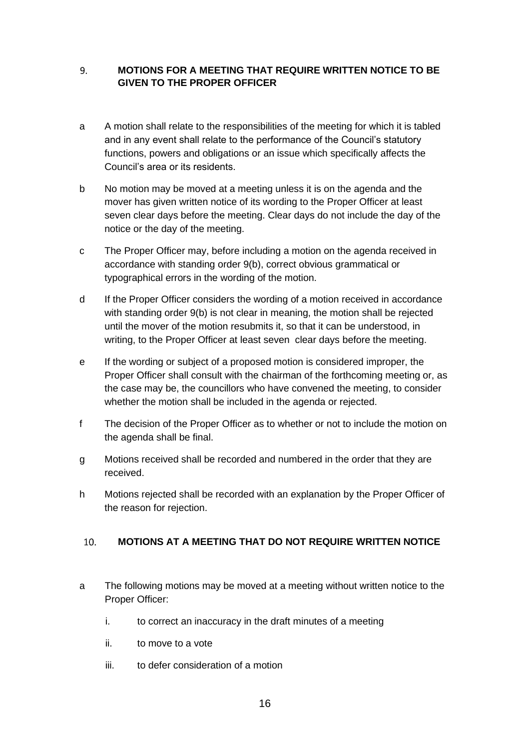## 9. MOTIONS FOR A MEETING THAT REQUIRE WRITTEN NOTICE TO BE GIVEN TO THE PROPER OFFICER

a A motion shall relate to the responsibilities of the meeting for which it is tabled and in any event shall relate to the performance of the Council's statutory functions, powers and obligations or an issue which specifically affects the Council's area or its residents.

b No motion may be moved at a meeting unless it is on the agenda and the mover has given written notice of its wording to the Proper Officer at least seven clear days before the meeting. Clear days do not include the day of the notice or the day of the meeting.

c The Proper Officer may, before including a motion on the agenda received in accordance with standing order 9(b), correct obvious grammatical or typographical errors in the wording of the motion.

d If the Proper Officer considers the wording of a motion received in accordance with standing order 9(b) is not clear in meaning, the motion shall be rejected until the mover of the motion resubmits it, so that it can be understood, in writing, to the Proper Officer at least seven clear days before the meeting.

e If the wording or subject of a proposed motion is considered improper, the Proper Officer shall consult with the chairman of the forthcoming meeting or, as the case may be, the councillors who have convened the meeting, to consider whether the motion shall be included in the agenda or rejected.

f The decision of the Proper Officer as to whether or not to include the motion on the agenda shall be final.

g Motions received shall be recorded and numbered in the order that they are received.

h Motions rejected shall be recorded with an explanation by the Proper Officer of the reason for rejection.

## 10. MOTIONS AT A MEETING THAT DO NOT REQUIRE WRITTEN NOTICE

a The following motions may be moved at a meeting without written notice to the Proper Officer:

   i. to correct an inaccuracy in the draft minutes of a meeting

   ii. to move to a vote

   iii. to defer consideration of a motion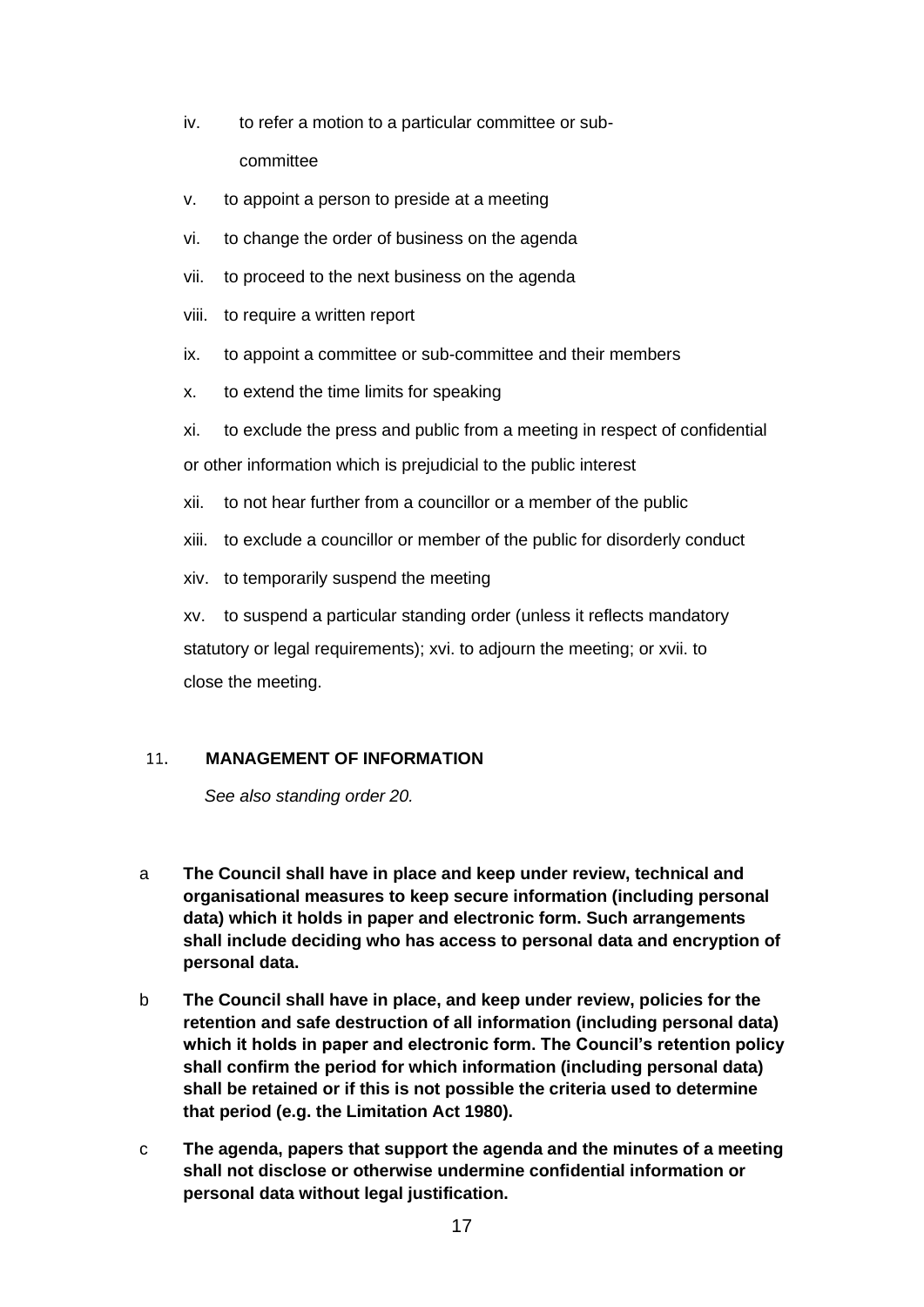iv. to refer a motion to a particular committee or sub-committee

v. to appoint a person to preside at a meeting

vi. to change the order of business on the agenda

vii. to proceed to the next business on the agenda

viii. to require a written report

ix. to appoint a committee or sub-committee and their members

x. to extend the time limits for speaking

xi. to exclude the press and public from a meeting in respect of confidential or other information which is prejudicial to the public interest

xii. to not hear further from a councillor or a member of the public

xiii. to exclude a councillor or member of the public for disorderly conduct

xiv. to temporarily suspend the meeting

xv. to suspend a particular standing order (unless it reflects mandatory statutory or legal requirements); xvi. to adjourn the meeting; or xvii. to close the meeting.

## 11. MANAGEMENT OF INFORMATION

*See also standing order 20.*

a **The Council shall have in place and keep under review, technical and organisational measures to keep secure information (including personal data) which it holds in paper and electronic form. Such arrangements shall include deciding who has access to personal data and encryption of personal data.**

b **The Council shall have in place, and keep under review, policies for the retention and safe destruction of all information (including personal data) which it holds in paper and electronic form. The Council's retention policy shall confirm the period for which information (including personal data) shall be retained or if this is not possible the criteria used to determine that period (e.g. the Limitation Act 1980).**

c **The agenda, papers that support the agenda and the minutes of a meeting shall not disclose or otherwise undermine confidential information or personal data without legal justification.**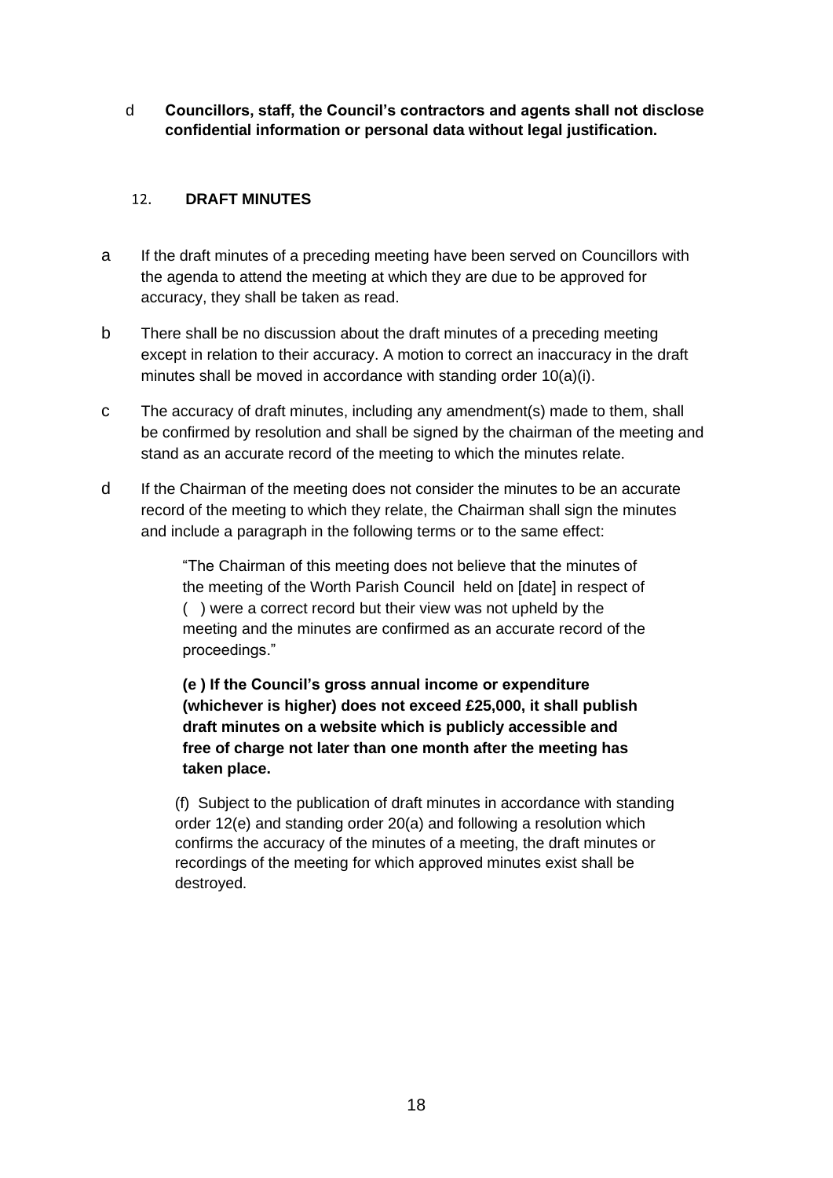d **Councillors, staff, the Council's contractors and agents shall not disclose confidential information or personal data without legal justification.**

## 12. DRAFT MINUTES

a If the draft minutes of a preceding meeting have been served on Councillors with the agenda to attend the meeting at which they are due to be approved for accuracy, they shall be taken as read.

b There shall be no discussion about the draft minutes of a preceding meeting except in relation to their accuracy. A motion to correct an inaccuracy in the draft minutes shall be moved in accordance with standing order 10(a)(i).

c The accuracy of draft minutes, including any amendment(s) made to them, shall be confirmed by resolution and shall be signed by the chairman of the meeting and stand as an accurate record of the meeting to which the minutes relate.

d If the Chairman of the meeting does not consider the minutes to be an accurate record of the meeting to which they relate, the Chairman shall sign the minutes and include a paragraph in the following terms or to the same effect:

> "The Chairman of this meeting does not believe that the minutes of the meeting of the Worth Parish Council held on [date] in respect of ( ) were a correct record but their view was not upheld by the meeting and the minutes are confirmed as an accurate record of the proceedings."

**(e ) If the Council's gross annual income or expenditure (whichever is higher) does not exceed £25,000, it shall publish draft minutes on a website which is publicly accessible and free of charge not later than one month after the meeting has taken place.**

(f) Subject to the publication of draft minutes in accordance with standing order 12(e) and standing order 20(a) and following a resolution which confirms the accuracy of the minutes of a meeting, the draft minutes or recordings of the meeting for which approved minutes exist shall be destroyed.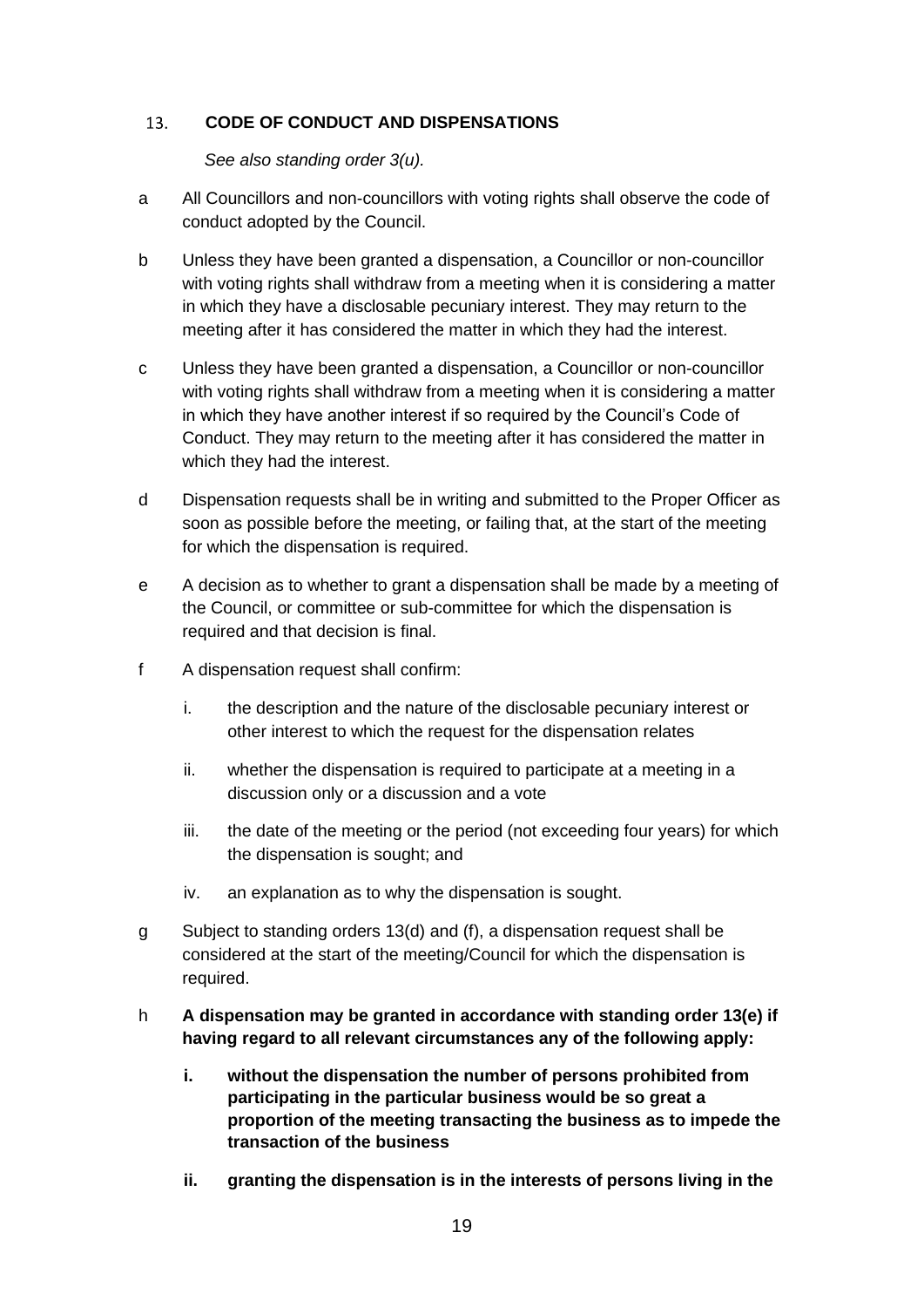## 13. CODE OF CONDUCT AND DISPENSATIONS

*See also standing order 3(u).*

a All Councillors and non-councillors with voting rights shall observe the code of conduct adopted by the Council.

b Unless they have been granted a dispensation, a Councillor or non-councillor with voting rights shall withdraw from a meeting when it is considering a matter in which they have a disclosable pecuniary interest. They may return to the meeting after it has considered the matter in which they had the interest.

c Unless they have been granted a dispensation, a Councillor or non-councillor with voting rights shall withdraw from a meeting when it is considering a matter in which they have another interest if so required by the Council's Code of Conduct. They may return to the meeting after it has considered the matter in which they had the interest.

d Dispensation requests shall be in writing and submitted to the Proper Officer as soon as possible before the meeting, or failing that, at the start of the meeting for which the dispensation is required.

e A decision as to whether to grant a dispensation shall be made by a meeting of the Council, or committee or sub-committee for which the dispensation is required and that decision is final.

f A dispensation request shall confirm:

   i. the description and the nature of the disclosable pecuniary interest or other interest to which the request for the dispensation relates

   ii. whether the dispensation is required to participate at a meeting in a discussion only or a discussion and a vote

   iii. the date of the meeting or the period (not exceeding four years) for which the dispensation is sought; and

   iv. an explanation as to why the dispensation is sought.

g Subject to standing orders 13(d) and (f), a dispensation request shall be considered at the start of the meeting/Council for which the dispensation is required.

h **A dispensation may be granted in accordance with standing order 13(e) if having regard to all relevant circumstances any of the following apply:**

   **i. without the dispensation the number of persons prohibited from participating in the particular business would be so great a proportion of the meeting transacting the business as to impede the transaction of the business**

   **ii. granting the dispensation is in the interests of persons living in the**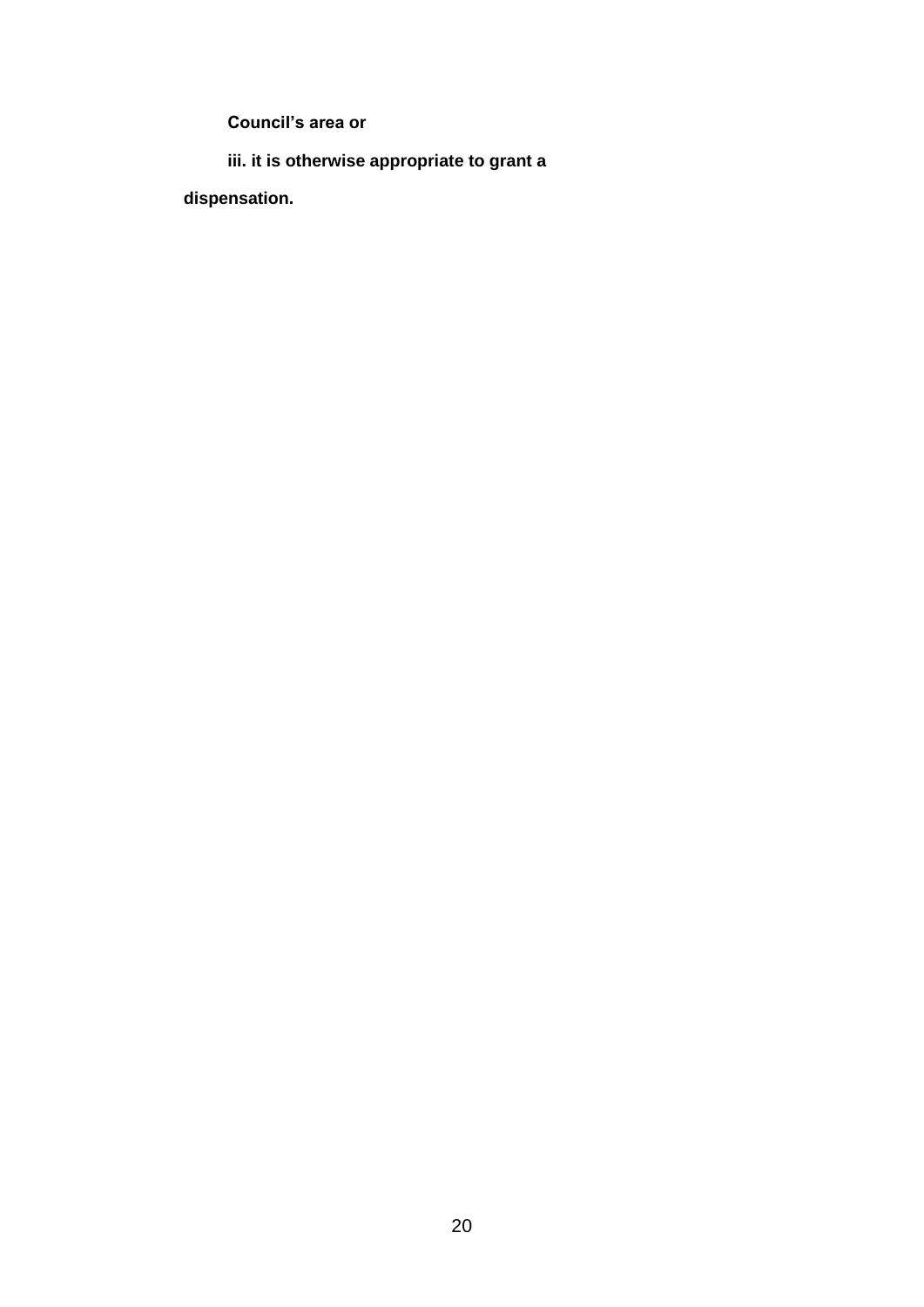**Council's area or**

**iii. it is otherwise appropriate to grant a dispensation.**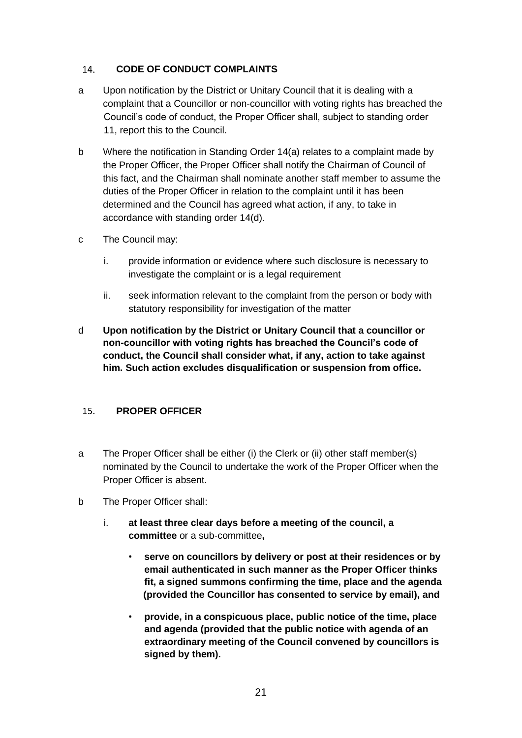## 14. CODE OF CONDUCT COMPLAINTS

a Upon notification by the District or Unitary Council that it is dealing with a complaint that a Councillor or non-councillor with voting rights has breached the Council's code of conduct, the Proper Officer shall, subject to standing order 11, report this to the Council.

b Where the notification in Standing Order 14(a) relates to a complaint made by the Proper Officer, the Proper Officer shall notify the Chairman of Council of this fact, and the Chairman shall nominate another staff member to assume the duties of the Proper Officer in relation to the complaint until it has been determined and the Council has agreed what action, if any, to take in accordance with standing order 14(d).

c The Council may:

   i. provide information or evidence where such disclosure is necessary to investigate the complaint or is a legal requirement

   ii. seek information relevant to the complaint from the person or body with statutory responsibility for investigation of the matter

d **Upon notification by the District or Unitary Council that a councillor or non-councillor with voting rights has breached the Council's code of conduct, the Council shall consider what, if any, action to take against him. Such action excludes disqualification or suspension from office.**

## 15. PROPER OFFICER

a The Proper Officer shall be either (i) the Clerk or (ii) other staff member(s) nominated by the Council to undertake the work of the Proper Officer when the Proper Officer is absent.

b The Proper Officer shall:

   i. **at least three clear days before a meeting of the council, a committee** or a sub-committee**,**

      - **serve on councillors by delivery or post at their residences or by email authenticated in such manner as the Proper Officer thinks fit, a signed summons confirming the time, place and the agenda (provided the Councillor has consented to service by email), and**

      - **provide, in a conspicuous place, public notice of the time, place and agenda (provided that the public notice with agenda of an extraordinary meeting of the Council convened by councillors is signed by them).**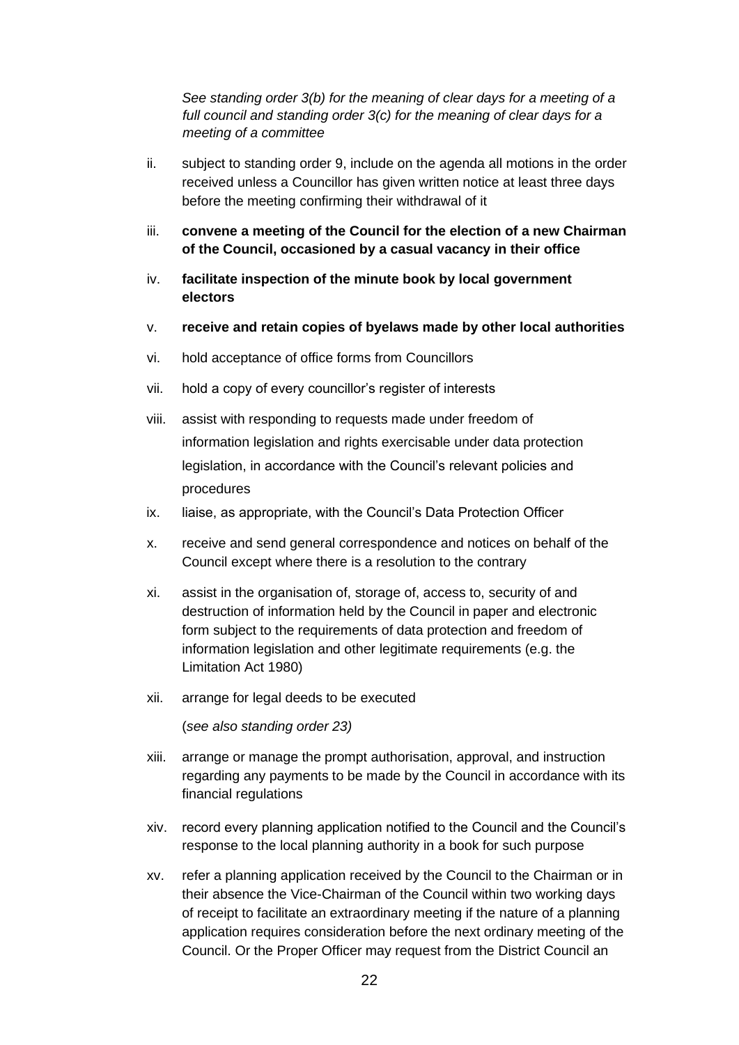*See standing order 3(b) for the meaning of clear days for a meeting of a full council and standing order 3(c) for the meaning of clear days for a meeting of a committee*

ii. subject to standing order 9, include on the agenda all motions in the order received unless a Councillor has given written notice at least three days before the meeting confirming their withdrawal of it

iii. **convene a meeting of the Council for the election of a new Chairman of the Council, occasioned by a casual vacancy in their office**

iv. **facilitate inspection of the minute book by local government electors**

v. **receive and retain copies of byelaws made by other local authorities**

vi. hold acceptance of office forms from Councillors

vii. hold a copy of every councillor's register of interests

viii. assist with responding to requests made under freedom of information legislation and rights exercisable under data protection legislation, in accordance with the Council's relevant policies and procedures

ix. liaise, as appropriate, with the Council's Data Protection Officer

x. receive and send general correspondence and notices on behalf of the Council except where there is a resolution to the contrary

xi. assist in the organisation of, storage of, access to, security of and destruction of information held by the Council in paper and electronic form subject to the requirements of data protection and freedom of information legislation and other legitimate requirements (e.g. the Limitation Act 1980)

xii. arrange for legal deeds to be executed

(*see also standing order 23)*

xiii. arrange or manage the prompt authorisation, approval, and instruction regarding any payments to be made by the Council in accordance with its financial regulations

xiv. record every planning application notified to the Council and the Council's response to the local planning authority in a book for such purpose

xv. refer a planning application received by the Council to the Chairman or in their absence the Vice-Chairman of the Council within two working days of receipt to facilitate an extraordinary meeting if the nature of a planning application requires consideration before the next ordinary meeting of the Council. Or the Proper Officer may request from the District Council an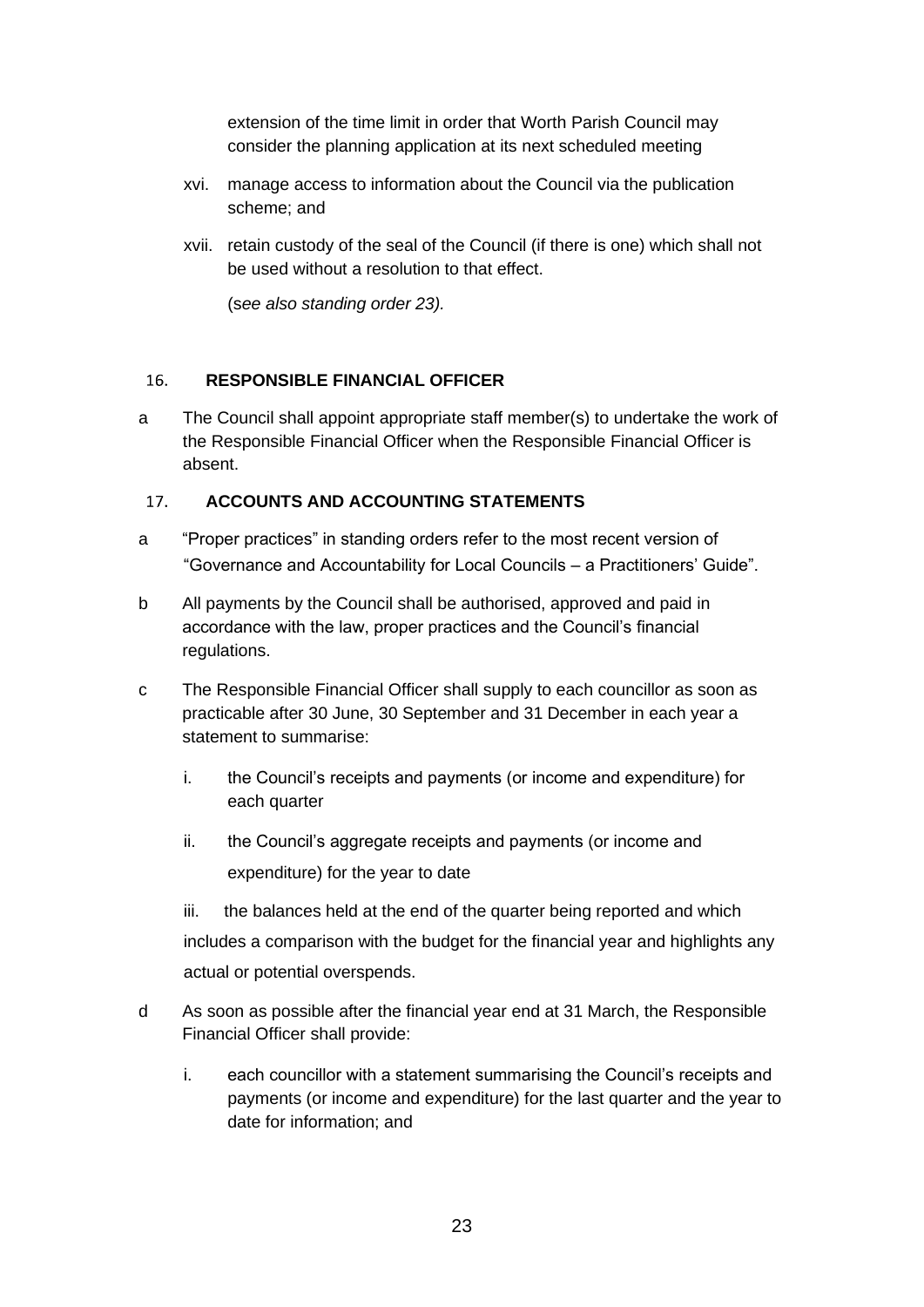extension of the time limit in order that Worth Parish Council may consider the planning application at its next scheduled meeting

xvi. manage access to information about the Council via the publication scheme; and

xvii. retain custody of the seal of the Council (if there is one) which shall not be used without a resolution to that effect.

(*see also standing order 23).*

## 16. RESPONSIBLE FINANCIAL OFFICER

a The Council shall appoint appropriate staff member(s) to undertake the work of the Responsible Financial Officer when the Responsible Financial Officer is absent.

## 17. ACCOUNTS AND ACCOUNTING STATEMENTS

a "Proper practices" in standing orders refer to the most recent version of "Governance and Accountability for Local Councils – a Practitioners' Guide".

b All payments by the Council shall be authorised, approved and paid in accordance with the law, proper practices and the Council's financial regulations.

c The Responsible Financial Officer shall supply to each councillor as soon as practicable after 30 June, 30 September and 31 December in each year a statement to summarise:

i. the Council's receipts and payments (or income and expenditure) for each quarter

ii. the Council's aggregate receipts and payments (or income and expenditure) for the year to date

iii. the balances held at the end of the quarter being reported and which includes a comparison with the budget for the financial year and highlights any actual or potential overspends.

d As soon as possible after the financial year end at 31 March, the Responsible Financial Officer shall provide:

i. each councillor with a statement summarising the Council's receipts and payments (or income and expenditure) for the last quarter and the year to date for information; and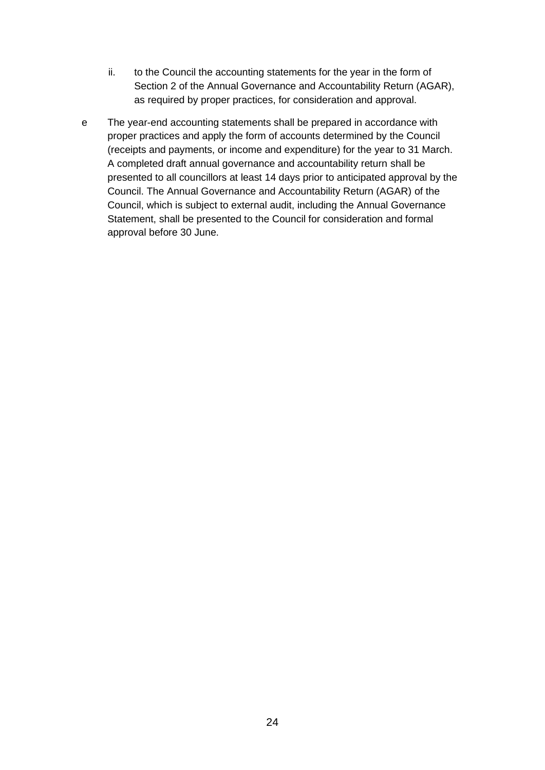ii. to the Council the accounting statements for the year in the form of Section 2 of the Annual Governance and Accountability Return (AGAR), as required by proper practices, for consideration and approval.

e The year-end accounting statements shall be prepared in accordance with proper practices and apply the form of accounts determined by the Council (receipts and payments, or income and expenditure) for the year to 31 March. A completed draft annual governance and accountability return shall be presented to all councillors at least 14 days prior to anticipated approval by the Council. The Annual Governance and Accountability Return (AGAR) of the Council, which is subject to external audit, including the Annual Governance Statement, shall be presented to the Council for consideration and formal approval before 30 June.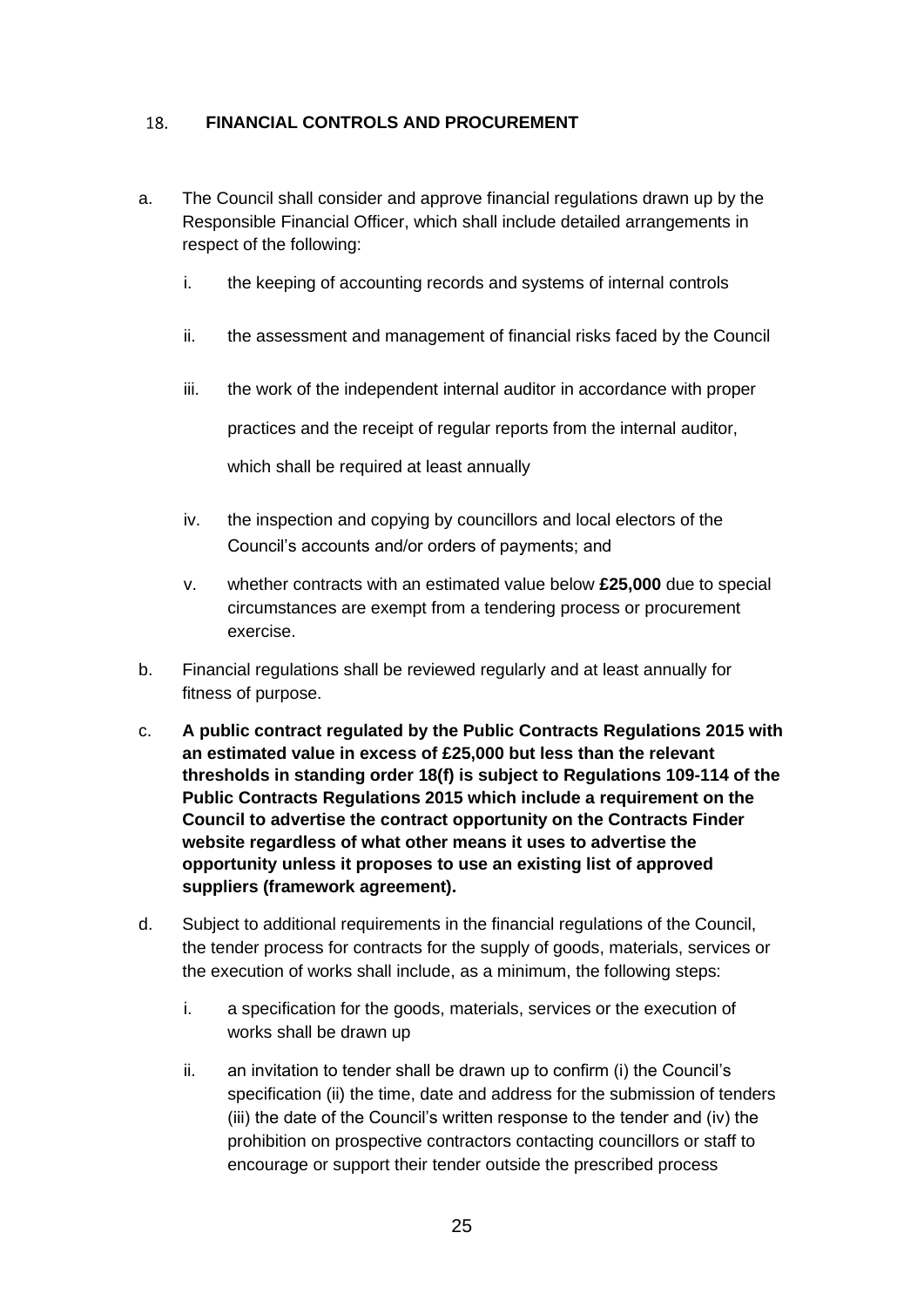## 18. FINANCIAL CONTROLS AND PROCUREMENT

a. The Council shall consider and approve financial regulations drawn up by the Responsible Financial Officer, which shall include detailed arrangements in respect of the following:

   i. the keeping of accounting records and systems of internal controls

   ii. the assessment and management of financial risks faced by the Council

   iii. the work of the independent internal auditor in accordance with proper practices and the receipt of regular reports from the internal auditor, which shall be required at least annually

   iv. the inspection and copying by councillors and local electors of the Council's accounts and/or orders of payments; and

   v. whether contracts with an estimated value below **£25,000** due to special circumstances are exempt from a tendering process or procurement exercise.

b. Financial regulations shall be reviewed regularly and at least annually for fitness of purpose.

c. **A public contract regulated by the Public Contracts Regulations 2015 with an estimated value in excess of £25,000 but less than the relevant thresholds in standing order 18(f) is subject to Regulations 109-114 of the Public Contracts Regulations 2015 which include a requirement on the Council to advertise the contract opportunity on the Contracts Finder website regardless of what other means it uses to advertise the opportunity unless it proposes to use an existing list of approved suppliers (framework agreement).**

d. Subject to additional requirements in the financial regulations of the Council, the tender process for contracts for the supply of goods, materials, services or the execution of works shall include, as a minimum, the following steps:

   i. a specification for the goods, materials, services or the execution of works shall be drawn up

   ii. an invitation to tender shall be drawn up to confirm (i) the Council's specification (ii) the time, date and address for the submission of tenders (iii) the date of the Council's written response to the tender and (iv) the prohibition on prospective contractors contacting councillors or staff to encourage or support their tender outside the prescribed process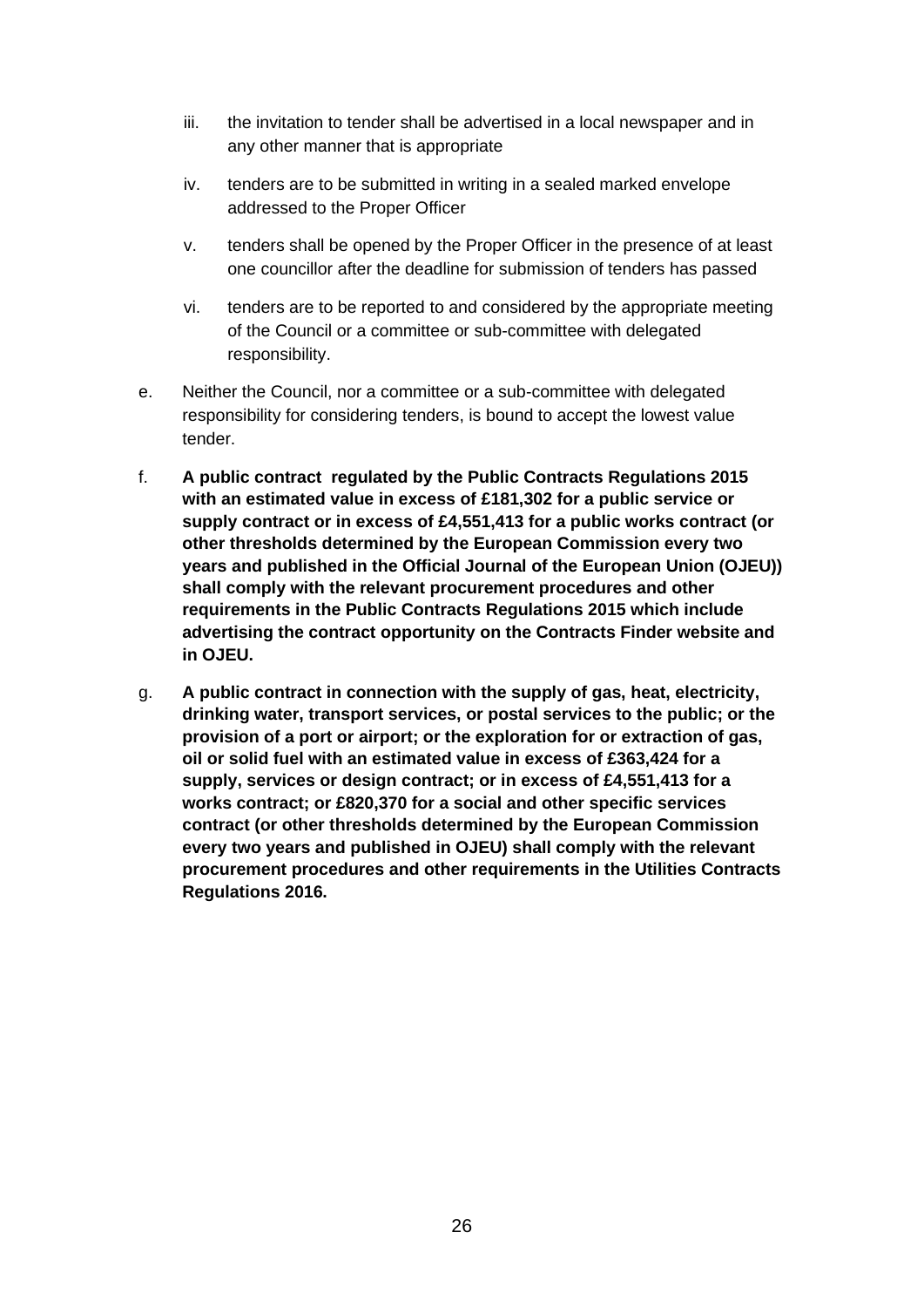iii. the invitation to tender shall be advertised in a local newspaper and in any other manner that is appropriate

iv. tenders are to be submitted in writing in a sealed marked envelope addressed to the Proper Officer

v. tenders shall be opened by the Proper Officer in the presence of at least one councillor after the deadline for submission of tenders has passed

vi. tenders are to be reported to and considered by the appropriate meeting of the Council or a committee or sub-committee with delegated responsibility.

e. Neither the Council, nor a committee or a sub-committee with delegated responsibility for considering tenders, is bound to accept the lowest value tender.

f. **A public contract regulated by the Public Contracts Regulations 2015 with an estimated value in excess of £181,302 for a public service or supply contract or in excess of £4,551,413 for a public works contract (or other thresholds determined by the European Commission every two years and published in the Official Journal of the European Union (OJEU)) shall comply with the relevant procurement procedures and other requirements in the Public Contracts Regulations 2015 which include advertising the contract opportunity on the Contracts Finder website and in OJEU.**

g. **A public contract in connection with the supply of gas, heat, electricity, drinking water, transport services, or postal services to the public; or the provision of a port or airport; or the exploration for or extraction of gas, oil or solid fuel with an estimated value in excess of £363,424 for a supply, services or design contract; or in excess of £4,551,413 for a works contract; or £820,370 for a social and other specific services contract (or other thresholds determined by the European Commission every two years and published in OJEU) shall comply with the relevant procurement procedures and other requirements in the Utilities Contracts Regulations 2016.**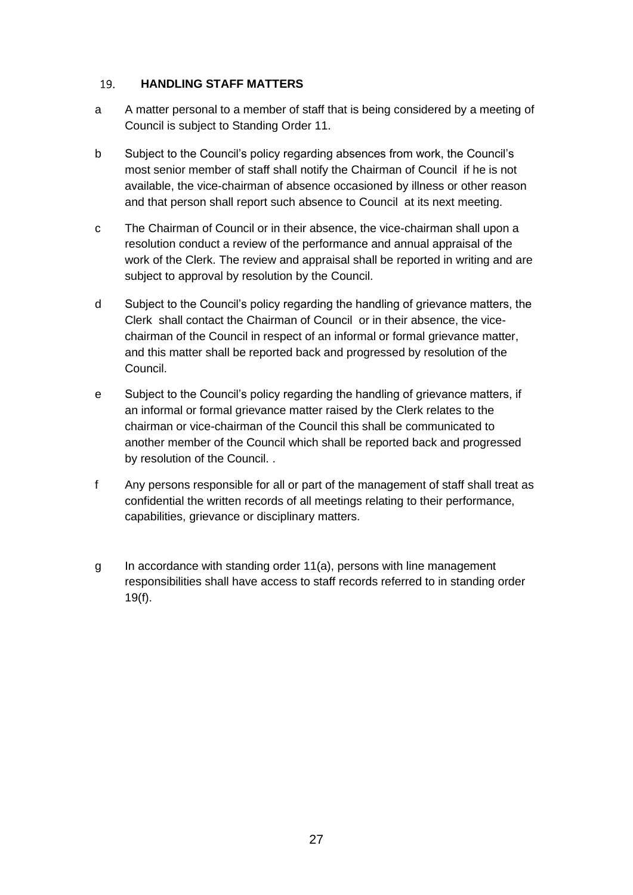## 19. HANDLING STAFF MATTERS

a  A matter personal to a member of staff that is being considered by a meeting of Council is subject to Standing Order 11.

b  Subject to the Council's policy regarding absences from work, the Council's most senior member of staff shall notify the Chairman of Council if he is not available, the vice-chairman of absence occasioned by illness or other reason and that person shall report such absence to Council at its next meeting.

c  The Chairman of Council or in their absence, the vice-chairman shall upon a resolution conduct a review of the performance and annual appraisal of the work of the Clerk. The review and appraisal shall be reported in writing and are subject to approval by resolution by the Council.

d  Subject to the Council's policy regarding the handling of grievance matters, the Clerk shall contact the Chairman of Council or in their absence, the vice-chairman of the Council in respect of an informal or formal grievance matter, and this matter shall be reported back and progressed by resolution of the Council.

e  Subject to the Council's policy regarding the handling of grievance matters, if an informal or formal grievance matter raised by the Clerk relates to the chairman or vice-chairman of the Council this shall be communicated to another member of the Council which shall be reported back and progressed by resolution of the Council. .

f  Any persons responsible for all or part of the management of staff shall treat as confidential the written records of all meetings relating to their performance, capabilities, grievance or disciplinary matters.

g  In accordance with standing order 11(a), persons with line management responsibilities shall have access to staff records referred to in standing order 19(f).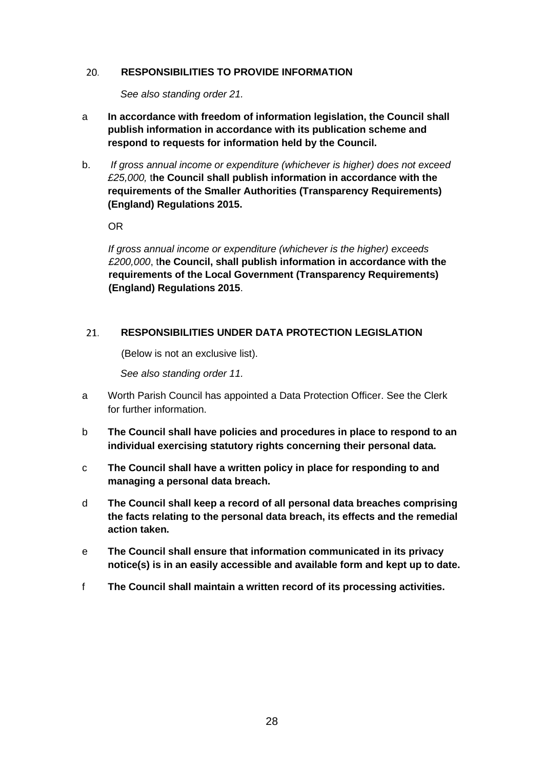## 20. RESPONSIBILITIES TO PROVIDE INFORMATION

*See also standing order 21.*

a **In accordance with freedom of information legislation, the Council shall publish information in accordance with its publication scheme and respond to requests for information held by the Council.**

b. *If gross annual income or expenditure (whichever is higher) does not exceed £25,000,* t**he Council shall publish information in accordance with the requirements of the Smaller Authorities (Transparency Requirements) (England) Regulations 2015.**

OR

*If gross annual income or expenditure (whichever is the higher) exceeds £200,000*, t**he Council, shall publish information in accordance with the requirements of the Local Government (Transparency Requirements) (England) Regulations 2015**.

## 21. RESPONSIBILITIES UNDER DATA PROTECTION LEGISLATION

(Below is not an exclusive list).

*See also standing order 11.*

a Worth Parish Council has appointed a Data Protection Officer. See the Clerk for further information.

b **The Council shall have policies and procedures in place to respond to an individual exercising statutory rights concerning their personal data.**

c **The Council shall have a written policy in place for responding to and managing a personal data breach.**

d **The Council shall keep a record of all personal data breaches comprising the facts relating to the personal data breach, its effects and the remedial action taken.**

e **The Council shall ensure that information communicated in its privacy notice(s) is in an easily accessible and available form and kept up to date.**

f **The Council shall maintain a written record of its processing activities.**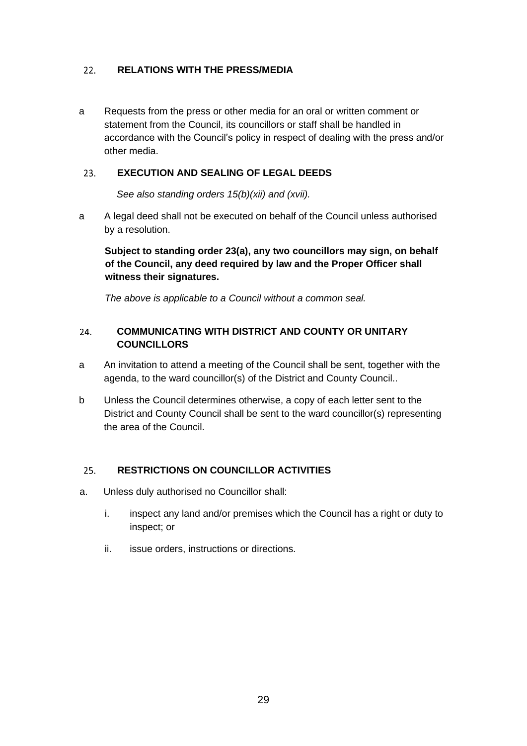## 22. RELATIONS WITH THE PRESS/MEDIA

a Requests from the press or other media for an oral or written comment or statement from the Council, its councillors or staff shall be handled in accordance with the Council's policy in respect of dealing with the press and/or other media.

## 23. EXECUTION AND SEALING OF LEGAL DEEDS

*See also standing orders 15(b)(xii) and (xvii).*

a A legal deed shall not be executed on behalf of the Council unless authorised by a resolution.

**Subject to standing order 23(a), any two councillors may sign, on behalf of the Council, any deed required by law and the Proper Officer shall witness their signatures.**

*The above is applicable to a Council without a common seal.*

## 24. COMMUNICATING WITH DISTRICT AND COUNTY OR UNITARY COUNCILLORS

a An invitation to attend a meeting of the Council shall be sent, together with the agenda, to the ward councillor(s) of the District and County Council..

b Unless the Council determines otherwise, a copy of each letter sent to the District and County Council shall be sent to the ward councillor(s) representing the area of the Council.

## 25. RESTRICTIONS ON COUNCILLOR ACTIVITIES

a. Unless duly authorised no Councillor shall:

   i. inspect any land and/or premises which the Council has a right or duty to inspect; or

   ii. issue orders, instructions or directions.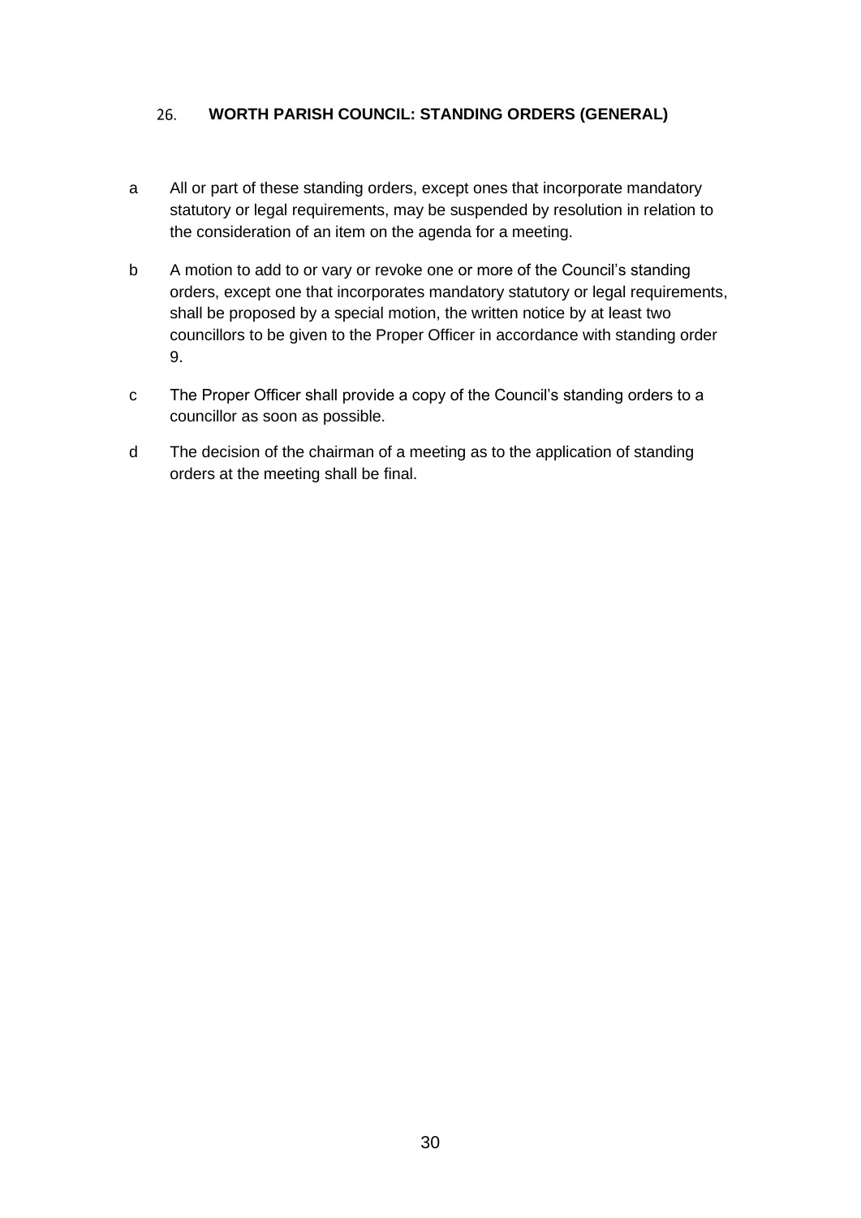## 26. WORTH PARISH COUNCIL: STANDING ORDERS (GENERAL)

a All or part of these standing orders, except ones that incorporate mandatory statutory or legal requirements, may be suspended by resolution in relation to the consideration of an item on the agenda for a meeting.

b A motion to add to or vary or revoke one or more of the Council's standing orders, except one that incorporates mandatory statutory or legal requirements, shall be proposed by a special motion, the written notice by at least two councillors to be given to the Proper Officer in accordance with standing order 9.

c The Proper Officer shall provide a copy of the Council's standing orders to a councillor as soon as possible.

d The decision of the chairman of a meeting as to the application of standing orders at the meeting shall be final.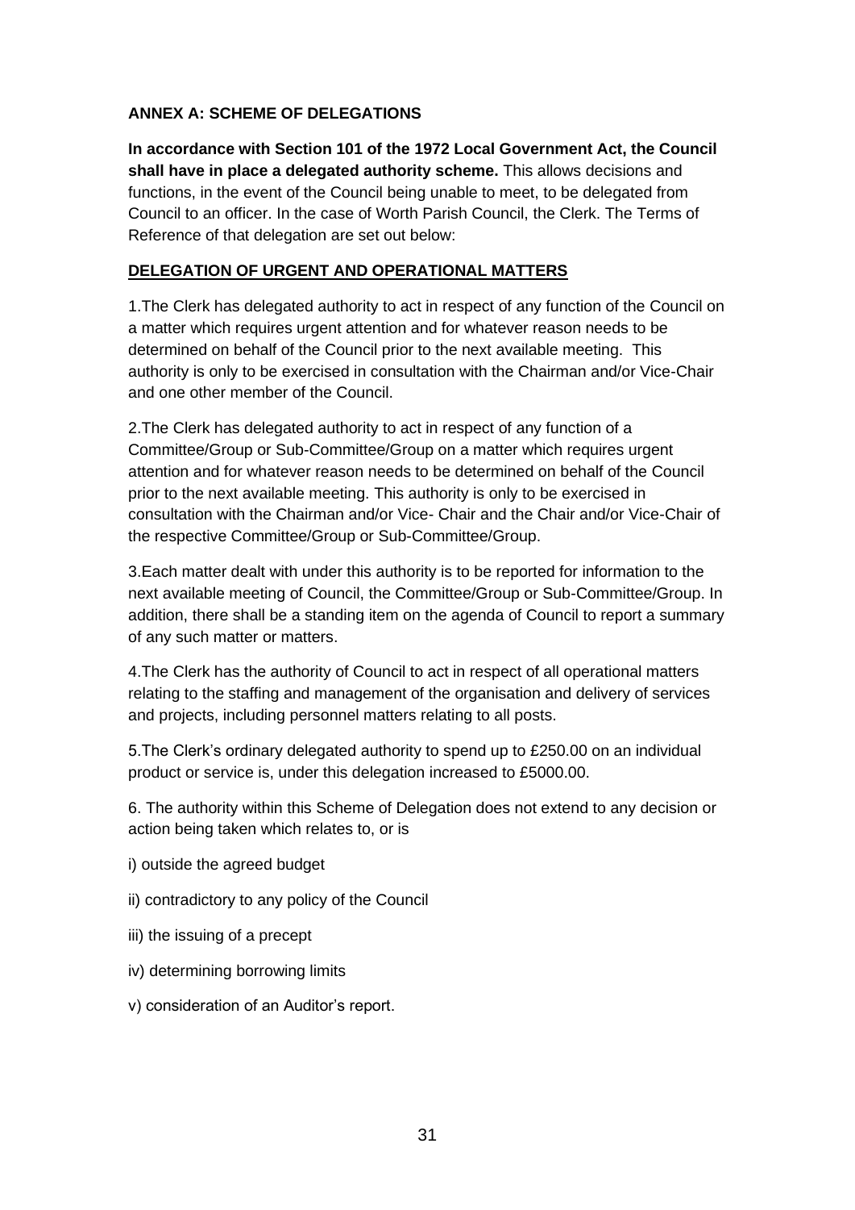**ANNEX A: SCHEME OF DELEGATIONS**

**In accordance with Section 101 of the 1972 Local Government Act, the Council shall have in place a delegated authority scheme.** This allows decisions and functions, in the event of the Council being unable to meet, to be delegated from Council to an officer. In the case of Worth Parish Council, the Clerk. The Terms of Reference of that delegation are set out below:

**DELEGATION OF URGENT AND OPERATIONAL MATTERS**

1.The Clerk has delegated authority to act in respect of any function of the Council on a matter which requires urgent attention and for whatever reason needs to be determined on behalf of the Council prior to the next available meeting. This authority is only to be exercised in consultation with the Chairman and/or Vice-Chair and one other member of the Council.

2.The Clerk has delegated authority to act in respect of any function of a Committee/Group or Sub-Committee/Group on a matter which requires urgent attention and for whatever reason needs to be determined on behalf of the Council prior to the next available meeting. This authority is only to be exercised in consultation with the Chairman and/or Vice- Chair and the Chair and/or Vice-Chair of the respective Committee/Group or Sub-Committee/Group.

3.Each matter dealt with under this authority is to be reported for information to the next available meeting of Council, the Committee/Group or Sub-Committee/Group. In addition, there shall be a standing item on the agenda of Council to report a summary of any such matter or matters.

4.The Clerk has the authority of Council to act in respect of all operational matters relating to the staffing and management of the organisation and delivery of services and projects, including personnel matters relating to all posts.

5.The Clerk's ordinary delegated authority to spend up to £250.00 on an individual product or service is, under this delegation increased to £5000.00.

6. The authority within this Scheme of Delegation does not extend to any decision or action being taken which relates to, or is

i) outside the agreed budget

ii) contradictory to any policy of the Council

iii) the issuing of a precept

iv) determining borrowing limits

v) consideration of an Auditor's report.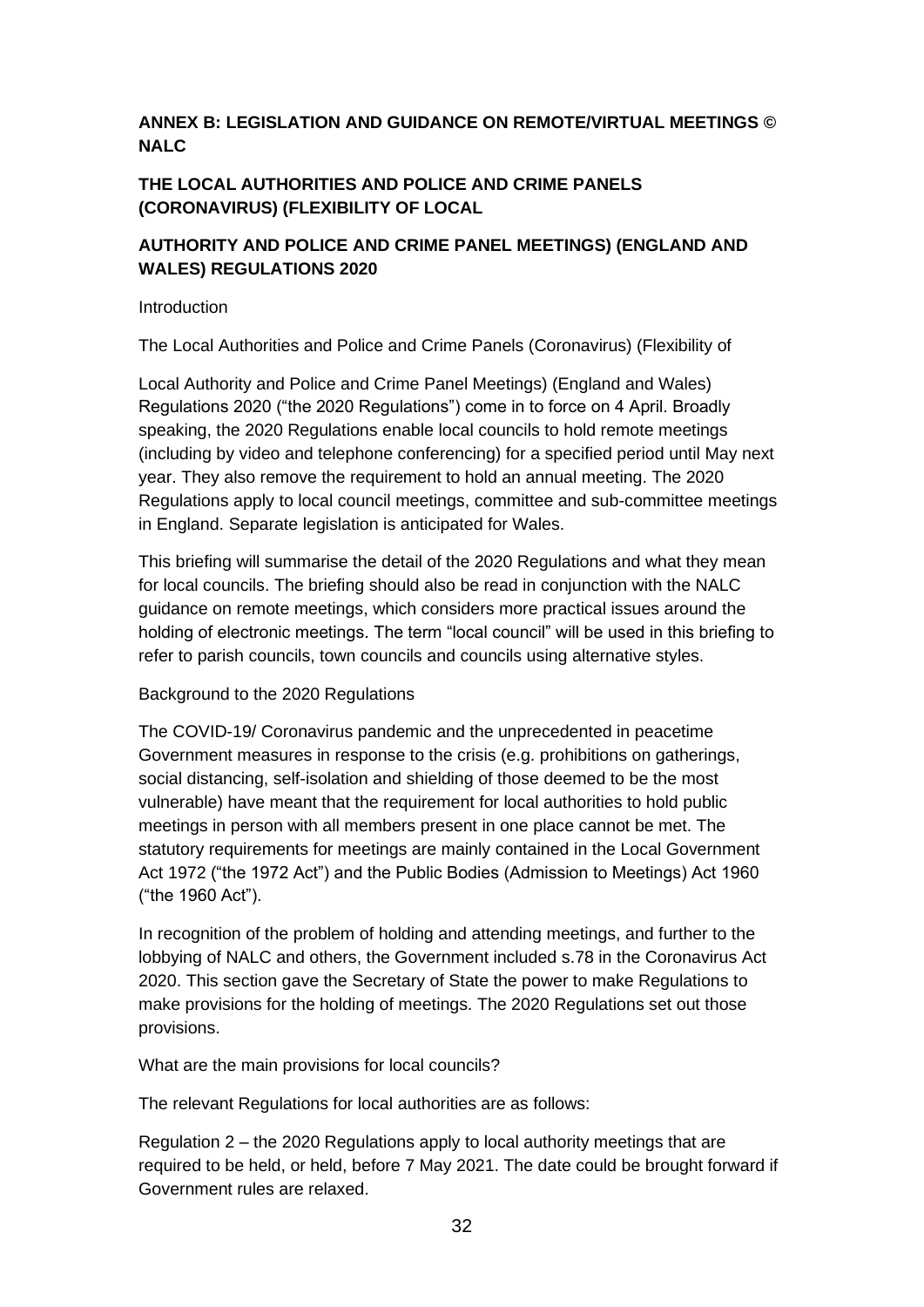**ANNEX B: LEGISLATION AND GUIDANCE ON REMOTE/VIRTUAL MEETINGS © NALC**

**THE LOCAL AUTHORITIES AND POLICE AND CRIME PANELS (CORONAVIRUS) (FLEXIBILITY OF LOCAL**

**AUTHORITY AND POLICE AND CRIME PANEL MEETINGS) (ENGLAND AND WALES) REGULATIONS 2020**

Introduction

The Local Authorities and Police and Crime Panels (Coronavirus) (Flexibility of

Local Authority and Police and Crime Panel Meetings) (England and Wales) Regulations 2020 ("the 2020 Regulations") come in to force on 4 April. Broadly speaking, the 2020 Regulations enable local councils to hold remote meetings (including by video and telephone conferencing) for a specified period until May next year. They also remove the requirement to hold an annual meeting. The 2020 Regulations apply to local council meetings, committee and sub-committee meetings in England. Separate legislation is anticipated for Wales.

This briefing will summarise the detail of the 2020 Regulations and what they mean for local councils. The briefing should also be read in conjunction with the NALC guidance on remote meetings, which considers more practical issues around the holding of electronic meetings. The term "local council" will be used in this briefing to refer to parish councils, town councils and councils using alternative styles.

Background to the 2020 Regulations

The COVID-19/ Coronavirus pandemic and the unprecedented in peacetime Government measures in response to the crisis (e.g. prohibitions on gatherings, social distancing, self-isolation and shielding of those deemed to be the most vulnerable) have meant that the requirement for local authorities to hold public meetings in person with all members present in one place cannot be met. The statutory requirements for meetings are mainly contained in the Local Government Act 1972 ("the 1972 Act") and the Public Bodies (Admission to Meetings) Act 1960 ("the 1960 Act").

In recognition of the problem of holding and attending meetings, and further to the lobbying of NALC and others, the Government included s.78 in the Coronavirus Act 2020. This section gave the Secretary of State the power to make Regulations to make provisions for the holding of meetings. The 2020 Regulations set out those provisions.

What are the main provisions for local councils?

The relevant Regulations for local authorities are as follows:

Regulation 2 – the 2020 Regulations apply to local authority meetings that are required to be held, or held, before 7 May 2021. The date could be brought forward if Government rules are relaxed.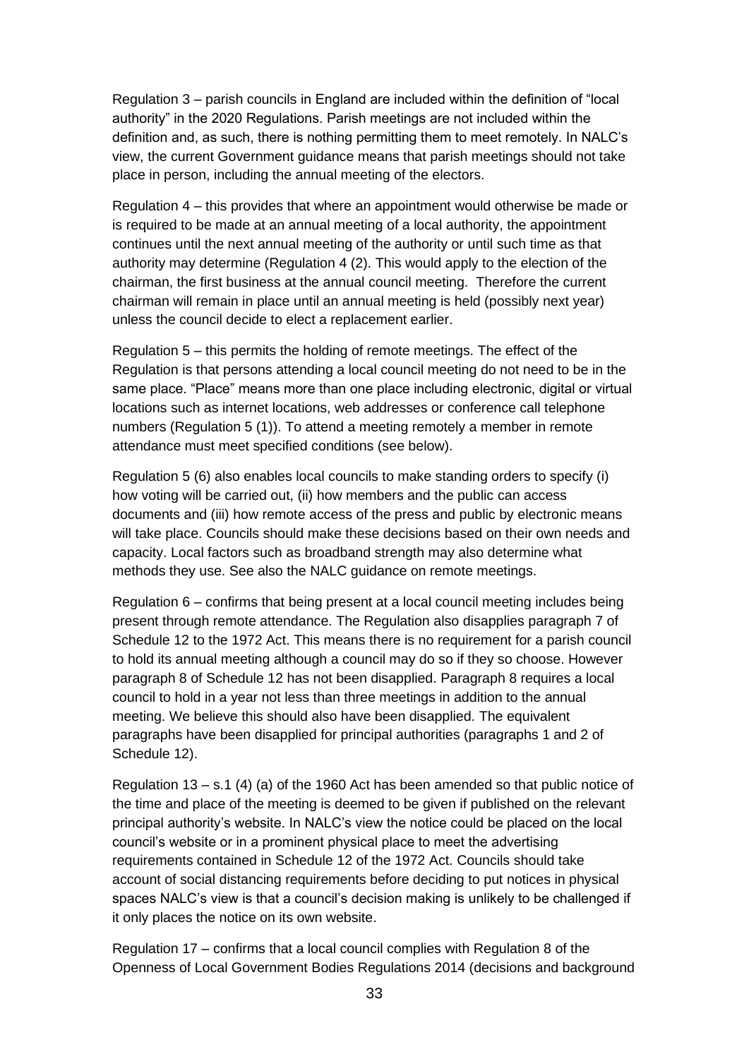Regulation 3 – parish councils in England are included within the definition of "local authority" in the 2020 Regulations. Parish meetings are not included within the definition and, as such, there is nothing permitting them to meet remotely. In NALC's view, the current Government guidance means that parish meetings should not take place in person, including the annual meeting of the electors.

Regulation 4 – this provides that where an appointment would otherwise be made or is required to be made at an annual meeting of a local authority, the appointment continues until the next annual meeting of the authority or until such time as that authority may determine (Regulation 4 (2). This would apply to the election of the chairman, the first business at the annual council meeting. Therefore the current chairman will remain in place until an annual meeting is held (possibly next year) unless the council decide to elect a replacement earlier.

Regulation 5 – this permits the holding of remote meetings. The effect of the Regulation is that persons attending a local council meeting do not need to be in the same place. "Place" means more than one place including electronic, digital or virtual locations such as internet locations, web addresses or conference call telephone numbers (Regulation 5 (1)). To attend a meeting remotely a member in remote attendance must meet specified conditions (see below).

Regulation 5 (6) also enables local councils to make standing orders to specify (i) how voting will be carried out, (ii) how members and the public can access documents and (iii) how remote access of the press and public by electronic means will take place. Councils should make these decisions based on their own needs and capacity. Local factors such as broadband strength may also determine what methods they use. See also the NALC guidance on remote meetings.

Regulation 6 – confirms that being present at a local council meeting includes being present through remote attendance. The Regulation also disapplies paragraph 7 of Schedule 12 to the 1972 Act. This means there is no requirement for a parish council to hold its annual meeting although a council may do so if they so choose. However paragraph 8 of Schedule 12 has not been disapplied. Paragraph 8 requires a local council to hold in a year not less than three meetings in addition to the annual meeting. We believe this should also have been disapplied. The equivalent paragraphs have been disapplied for principal authorities (paragraphs 1 and 2 of Schedule 12).

Regulation 13 – s.1 (4) (a) of the 1960 Act has been amended so that public notice of the time and place of the meeting is deemed to be given if published on the relevant principal authority's website. In NALC's view the notice could be placed on the local council's website or in a prominent physical place to meet the advertising requirements contained in Schedule 12 of the 1972 Act. Councils should take account of social distancing requirements before deciding to put notices in physical spaces NALC's view is that a council's decision making is unlikely to be challenged if it only places the notice on its own website.

Regulation 17 – confirms that a local council complies with Regulation 8 of the Openness of Local Government Bodies Regulations 2014 (decisions and background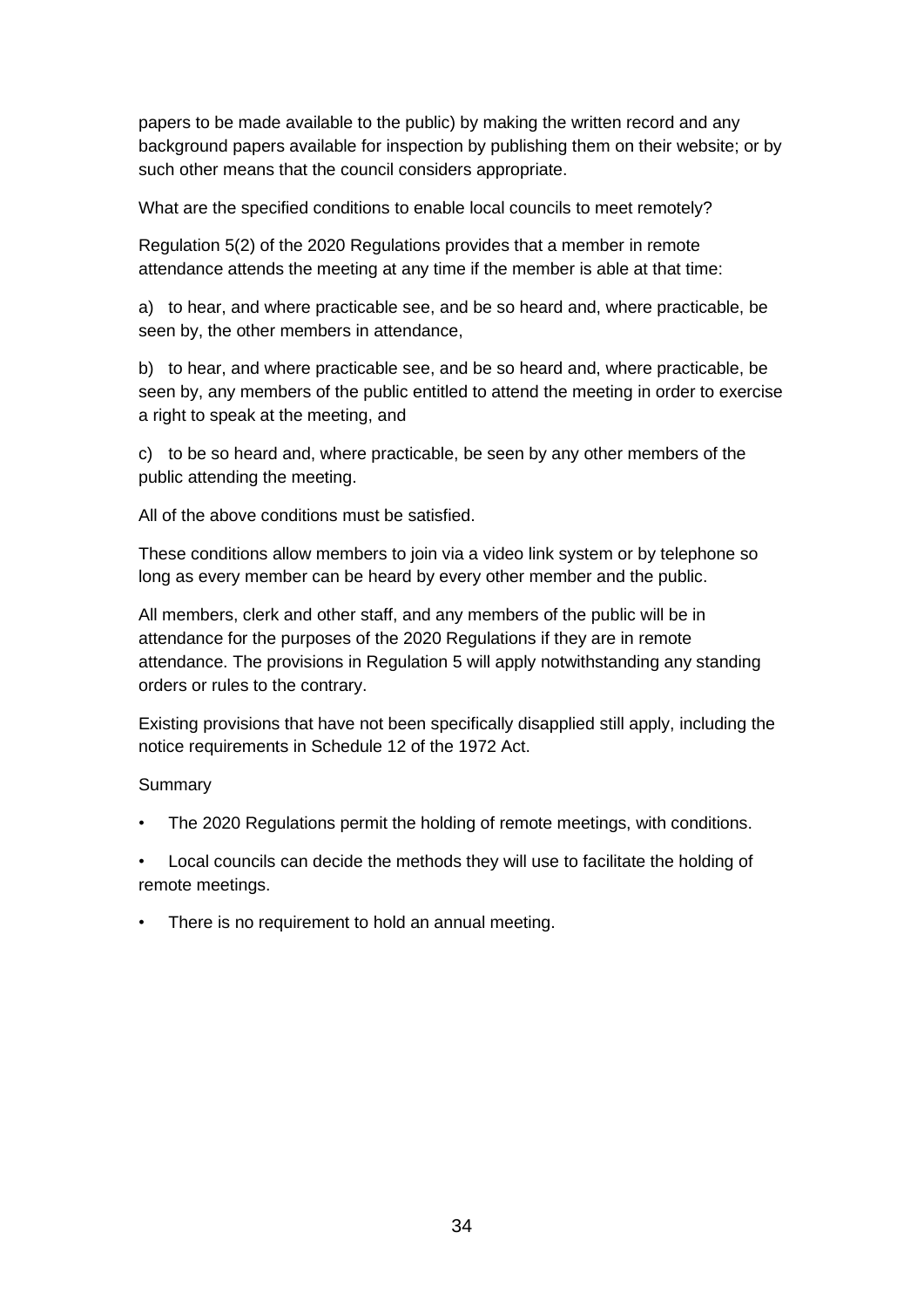papers to be made available to the public) by making the written record and any background papers available for inspection by publishing them on their website; or by such other means that the council considers appropriate.

What are the specified conditions to enable local councils to meet remotely?

Regulation 5(2) of the 2020 Regulations provides that a member in remote attendance attends the meeting at any time if the member is able at that time:

a) to hear, and where practicable see, and be so heard and, where practicable, be seen by, the other members in attendance,

b) to hear, and where practicable see, and be so heard and, where practicable, be seen by, any members of the public entitled to attend the meeting in order to exercise a right to speak at the meeting, and

c) to be so heard and, where practicable, be seen by any other members of the public attending the meeting.

All of the above conditions must be satisfied.

These conditions allow members to join via a video link system or by telephone so long as every member can be heard by every other member and the public.

All members, clerk and other staff, and any members of the public will be in attendance for the purposes of the 2020 Regulations if they are in remote attendance. The provisions in Regulation 5 will apply notwithstanding any standing orders or rules to the contrary.

Existing provisions that have not been specifically disapplied still apply, including the notice requirements in Schedule 12 of the 1972 Act.

Summary

- The 2020 Regulations permit the holding of remote meetings, with conditions.
- Local councils can decide the methods they will use to facilitate the holding of remote meetings.
- There is no requirement to hold an annual meeting.